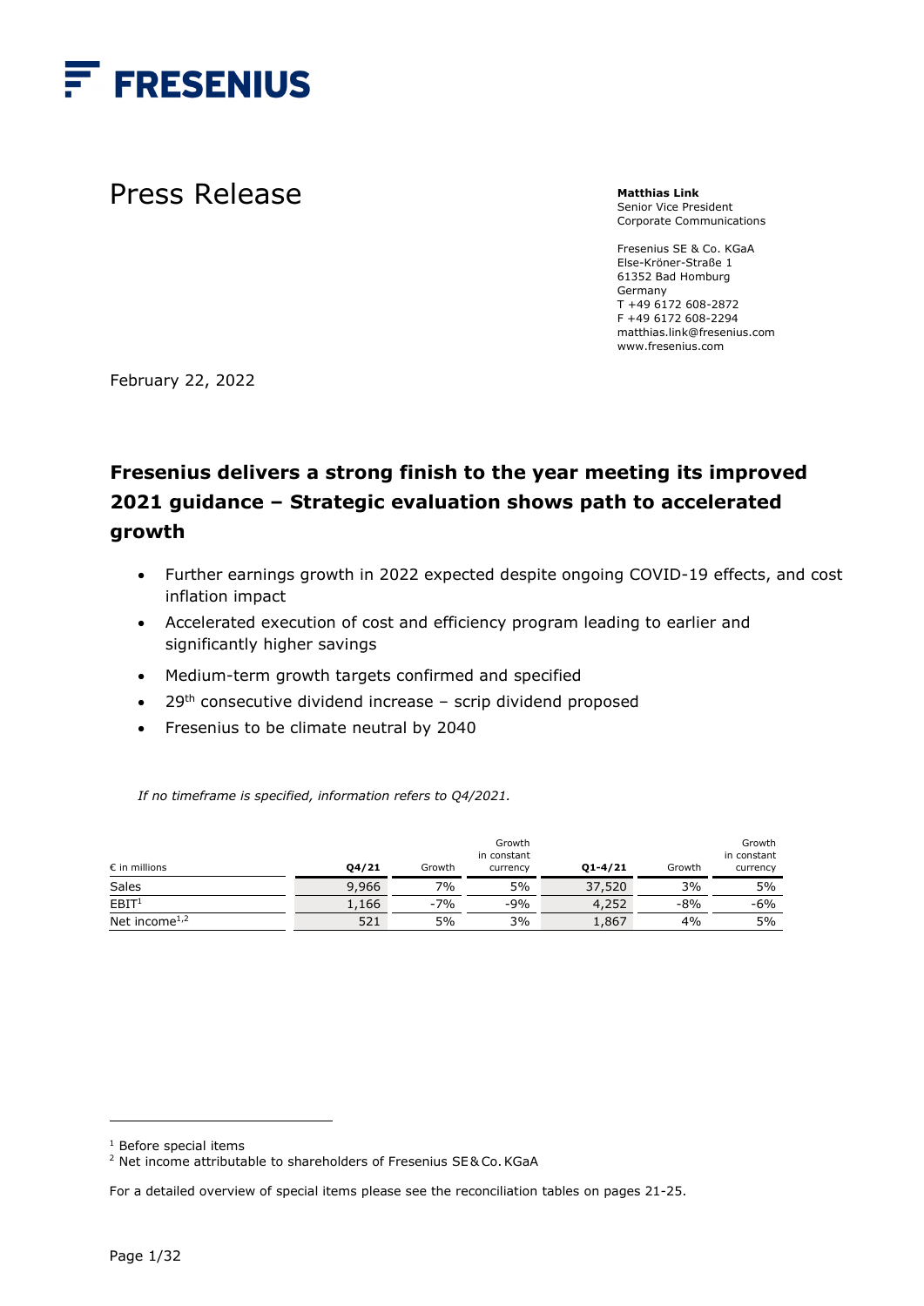FRESENIUS

# Press Release

**Matthias Link**
Senior Vice President
Corporate Communications

Fresenius SE & Co. KGaA
Else-Kröner-Straße 1
61352 Bad Homburg
Germany
T +49 6172 608-2872
F +49 6172 608-2294
matthias.link@fresenius.com
www.fresenius.com

February 22, 2022

## Fresenius delivers a strong finish to the year meeting its improved 2021 guidance – Strategic evaluation shows path to accelerated growth

- Further earnings growth in 2022 expected despite ongoing COVID-19 effects, and cost inflation impact
- Accelerated execution of cost and efficiency program leading to earlier and significantly higher savings
- Medium-term growth targets confirmed and specified
- 29th consecutive dividend increase – scrip dividend proposed
- Fresenius to be climate neutral by 2040

*If no timeframe is specified, information refers to Q4/2021.*

| € in millions | Q4/21 | Growth | Growth in constant currency | Q1-4/21 | Growth | Growth in constant currency |
|---|---|---|---|---|---|---|
| Sales | 9,966 | 7% | 5% | 37,520 | 3% | 5% |
| EBIT[1] | 1,166 | -7% | -9% | 4,252 | -8% | -6% |
| Net income[1,2] | 521 | 5% | 3% | 1,867 | 4% | 5% |

[1] Before special items
[2] Net income attributable to shareholders of Fresenius SE & Co. KGaA

For a detailed overview of special items please see the reconciliation tables on pages 21-25.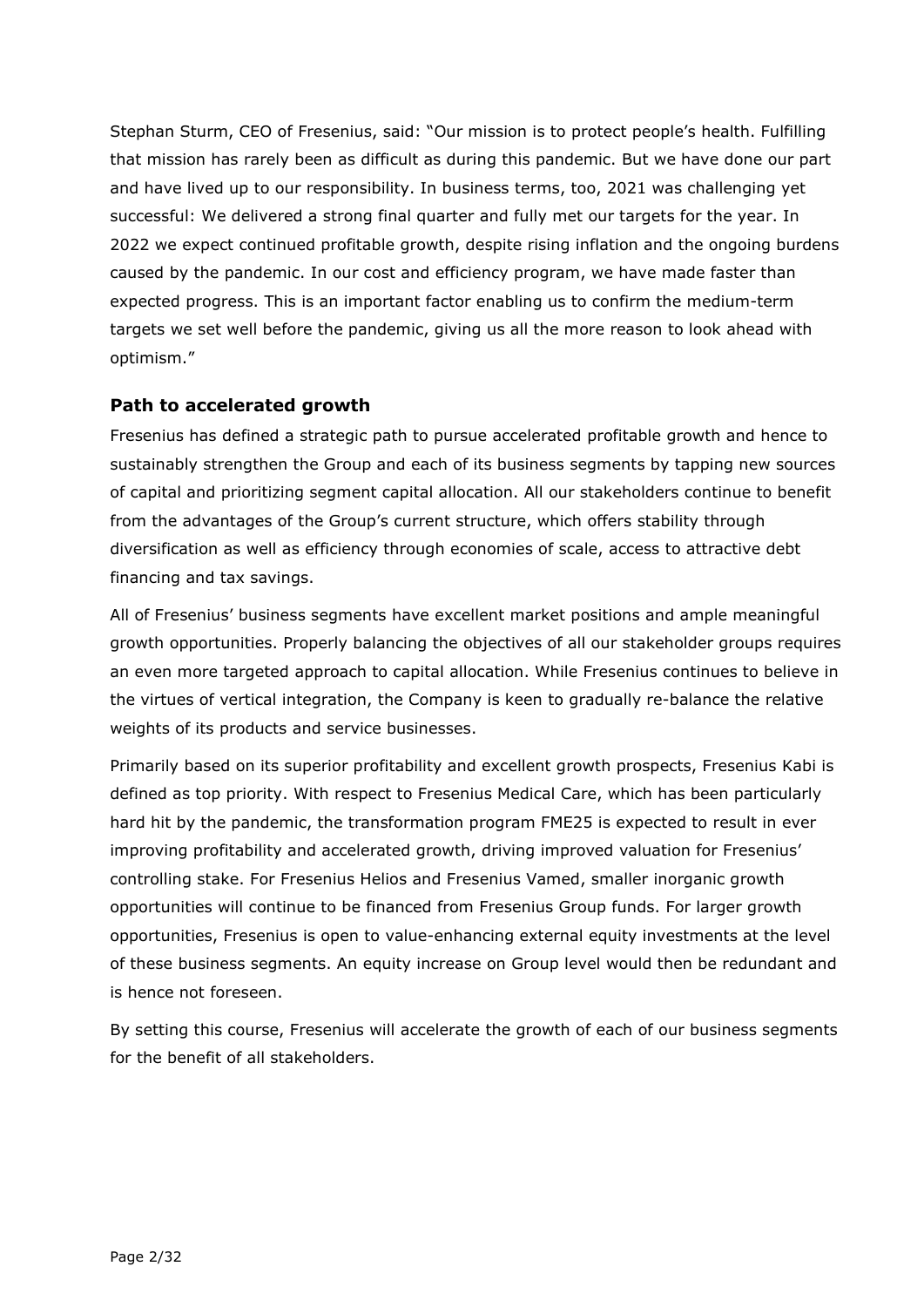Stephan Sturm, CEO of Fresenius, said: "Our mission is to protect people's health. Fulfilling that mission has rarely been as difficult as during this pandemic. But we have done our part and have lived up to our responsibility. In business terms, too, 2021 was challenging yet successful: We delivered a strong final quarter and fully met our targets for the year. In 2022 we expect continued profitable growth, despite rising inflation and the ongoing burdens caused by the pandemic. In our cost and efficiency program, we have made faster than expected progress. This is an important factor enabling us to confirm the medium-term targets we set well before the pandemic, giving us all the more reason to look ahead with optimism."

## Path to accelerated growth

Fresenius has defined a strategic path to pursue accelerated profitable growth and hence to sustainably strengthen the Group and each of its business segments by tapping new sources of capital and prioritizing segment capital allocation. All our stakeholders continue to benefit from the advantages of the Group's current structure, which offers stability through diversification as well as efficiency through economies of scale, access to attractive debt financing and tax savings.

All of Fresenius' business segments have excellent market positions and ample meaningful growth opportunities. Properly balancing the objectives of all our stakeholder groups requires an even more targeted approach to capital allocation. While Fresenius continues to believe in the virtues of vertical integration, the Company is keen to gradually re-balance the relative weights of its products and service businesses.

Primarily based on its superior profitability and excellent growth prospects, Fresenius Kabi is defined as top priority. With respect to Fresenius Medical Care, which has been particularly hard hit by the pandemic, the transformation program FME25 is expected to result in ever improving profitability and accelerated growth, driving improved valuation for Fresenius' controlling stake. For Fresenius Helios and Fresenius Vamed, smaller inorganic growth opportunities will continue to be financed from Fresenius Group funds. For larger growth opportunities, Fresenius is open to value-enhancing external equity investments at the level of these business segments. An equity increase on Group level would then be redundant and is hence not foreseen.

By setting this course, Fresenius will accelerate the growth of each of our business segments for the benefit of all stakeholders.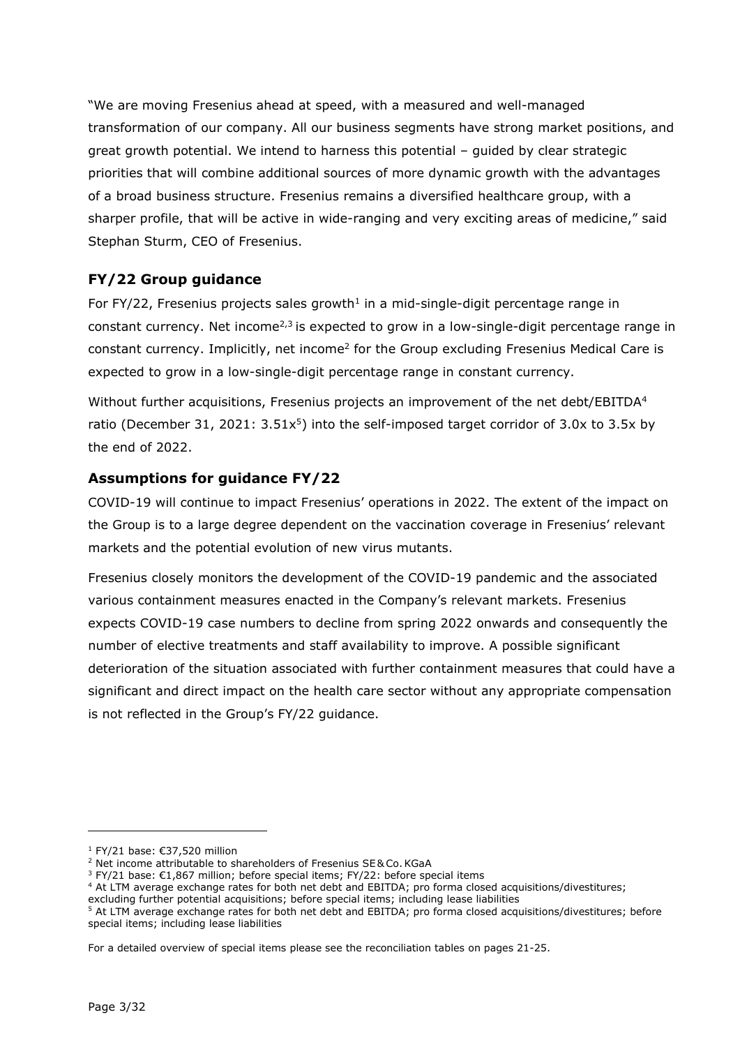"We are moving Fresenius ahead at speed, with a measured and well-managed transformation of our company. All our business segments have strong market positions, and great growth potential. We intend to harness this potential – guided by clear strategic priorities that will combine additional sources of more dynamic growth with the advantages of a broad business structure. Fresenius remains a diversified healthcare group, with a sharper profile, that will be active in wide-ranging and very exciting areas of medicine," said Stephan Sturm, CEO of Fresenius.

## FY/22 Group guidance

For FY/22, Fresenius projects sales growth[1] in a mid-single-digit percentage range in constant currency. Net income[2,3] is expected to grow in a low-single-digit percentage range in constant currency. Implicitly, net income[2] for the Group excluding Fresenius Medical Care is expected to grow in a low-single-digit percentage range in constant currency.

Without further acquisitions, Fresenius projects an improvement of the net debt/EBITDA[4] ratio (December 31, 2021: 3.51x[5]) into the self-imposed target corridor of 3.0x to 3.5x by the end of 2022.

## Assumptions for guidance FY/22

COVID-19 will continue to impact Fresenius' operations in 2022. The extent of the impact on the Group is to a large degree dependent on the vaccination coverage in Fresenius' relevant markets and the potential evolution of new virus mutants.

Fresenius closely monitors the development of the COVID-19 pandemic and the associated various containment measures enacted in the Company's relevant markets. Fresenius expects COVID-19 case numbers to decline from spring 2022 onwards and consequently the number of elective treatments and staff availability to improve. A possible significant deterioration of the situation associated with further containment measures that could have a significant and direct impact on the health care sector without any appropriate compensation is not reflected in the Group's FY/22 guidance.

---

[1] FY/21 base: €37,520 million

[2] Net income attributable to shareholders of Fresenius SE & Co. KGaA

[3] FY/21 base: €1,867 million; before special items; FY/22: before special items

[4] At LTM average exchange rates for both net debt and EBITDA; pro forma closed acquisitions/divestitures; excluding further potential acquisitions; before special items; including lease liabilities

[5] At LTM average exchange rates for both net debt and EBITDA; pro forma closed acquisitions/divestitures; before special items; including lease liabilities

For a detailed overview of special items please see the reconciliation tables on pages 21-25.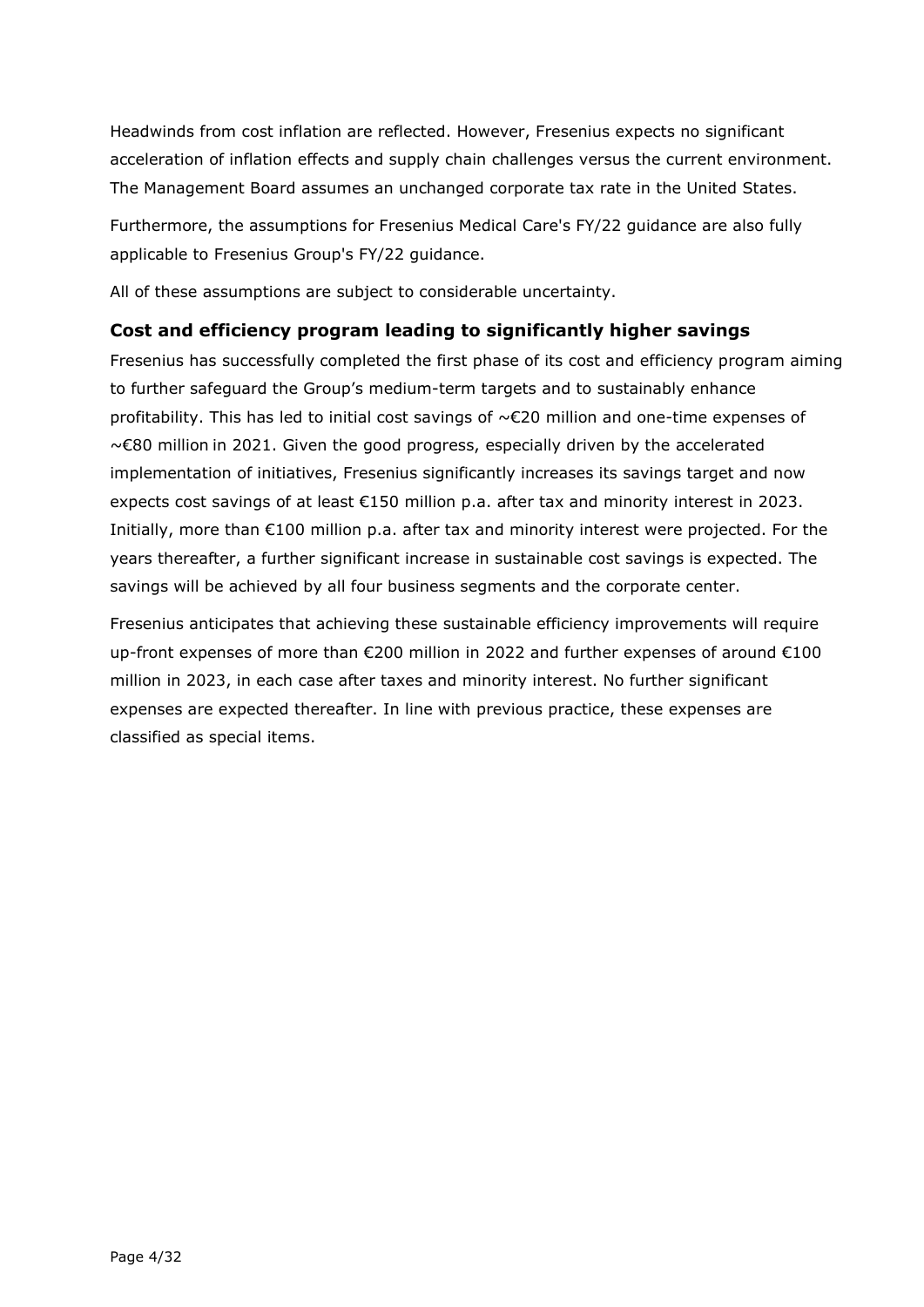Headwinds from cost inflation are reflected. However, Fresenius expects no significant acceleration of inflation effects and supply chain challenges versus the current environment. The Management Board assumes an unchanged corporate tax rate in the United States.

Furthermore, the assumptions for Fresenius Medical Care's FY/22 guidance are also fully applicable to Fresenius Group's FY/22 guidance.

All of these assumptions are subject to considerable uncertainty.

## Cost and efficiency program leading to significantly higher savings

Fresenius has successfully completed the first phase of its cost and efficiency program aiming to further safeguard the Group's medium-term targets and to sustainably enhance profitability. This has led to initial cost savings of ~€20 million and one-time expenses of ~€80 million in 2021. Given the good progress, especially driven by the accelerated implementation of initiatives, Fresenius significantly increases its savings target and now expects cost savings of at least €150 million p.a. after tax and minority interest in 2023. Initially, more than €100 million p.a. after tax and minority interest were projected. For the years thereafter, a further significant increase in sustainable cost savings is expected. The savings will be achieved by all four business segments and the corporate center.

Fresenius anticipates that achieving these sustainable efficiency improvements will require up-front expenses of more than €200 million in 2022 and further expenses of around €100 million in 2023, in each case after taxes and minority interest. No further significant expenses are expected thereafter. In line with previous practice, these expenses are classified as special items.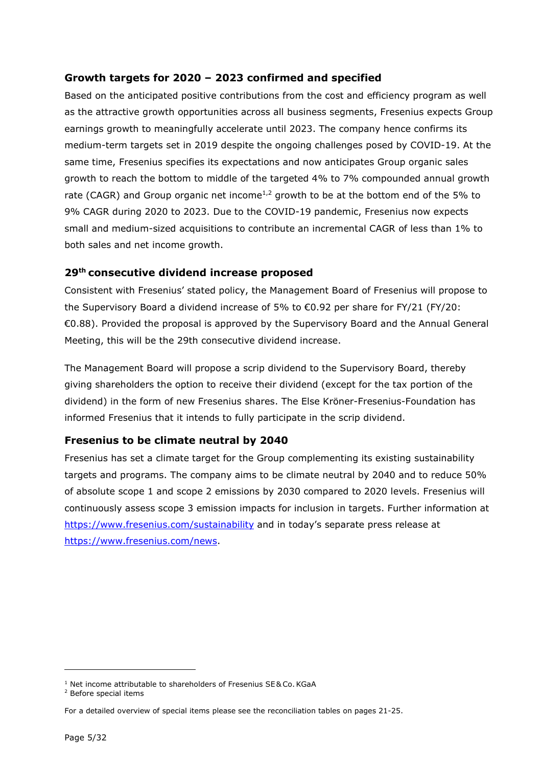## Growth targets for 2020 – 2023 confirmed and specified

Based on the anticipated positive contributions from the cost and efficiency program as well as the attractive growth opportunities across all business segments, Fresenius expects Group earnings growth to meaningfully accelerate until 2023. The company hence confirms its medium-term targets set in 2019 despite the ongoing challenges posed by COVID-19. At the same time, Fresenius specifies its expectations and now anticipates Group organic sales growth to reach the bottom to middle of the targeted 4% to 7% compounded annual growth rate (CAGR) and Group organic net income[1,2] growth to be at the bottom end of the 5% to 9% CAGR during 2020 to 2023. Due to the COVID-19 pandemic, Fresenius now expects small and medium-sized acquisitions to contribute an incremental CAGR of less than 1% to both sales and net income growth.

## 29th consecutive dividend increase proposed

Consistent with Fresenius' stated policy, the Management Board of Fresenius will propose to the Supervisory Board a dividend increase of 5% to €0.92 per share for FY/21 (FY/20: €0.88). Provided the proposal is approved by the Supervisory Board and the Annual General Meeting, this will be the 29th consecutive dividend increase.

The Management Board will propose a scrip dividend to the Supervisory Board, thereby giving shareholders the option to receive their dividend (except for the tax portion of the dividend) in the form of new Fresenius shares. The Else Kröner-Fresenius-Foundation has informed Fresenius that it intends to fully participate in the scrip dividend.

## Fresenius to be climate neutral by 2040

Fresenius has set a climate target for the Group complementing its existing sustainability targets and programs. The company aims to be climate neutral by 2040 and to reduce 50% of absolute scope 1 and scope 2 emissions by 2030 compared to 2020 levels. Fresenius will continuously assess scope 3 emission impacts for inclusion in targets. Further information at https://www.fresenius.com/sustainability and in today's separate press release at https://www.fresenius.com/news.

---

[1] Net income attributable to shareholders of Fresenius SE & Co. KGaA

[2] Before special items

For a detailed overview of special items please see the reconciliation tables on pages 21-25.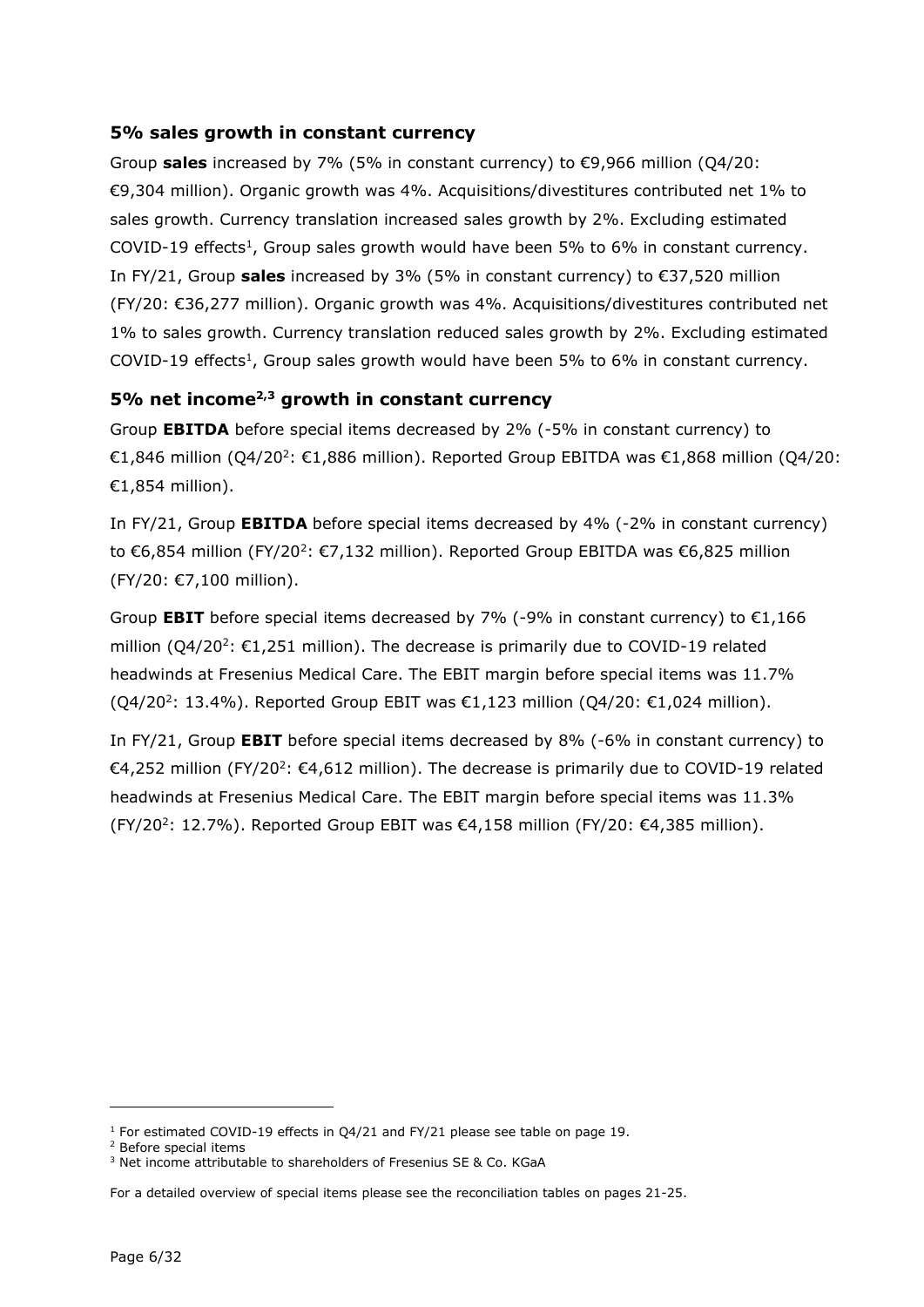## 5% sales growth in constant currency

Group **sales** increased by 7% (5% in constant currency) to €9,966 million (Q4/20: €9,304 million). Organic growth was 4%. Acquisitions/divestitures contributed net 1% to sales growth. Currency translation increased sales growth by 2%. Excluding estimated COVID-19 effects[1], Group sales growth would have been 5% to 6% in constant currency. In FY/21, Group **sales** increased by 3% (5% in constant currency) to €37,520 million (FY/20: €36,277 million). Organic growth was 4%. Acquisitions/divestitures contributed net 1% to sales growth. Currency translation reduced sales growth by 2%. Excluding estimated COVID-19 effects[1], Group sales growth would have been 5% to 6% in constant currency.

## 5% net income[2,3] growth in constant currency

Group **EBITDA** before special items decreased by 2% (-5% in constant currency) to €1,846 million (Q4/20[2]: €1,886 million). Reported Group EBITDA was €1,868 million (Q4/20: €1,854 million).

In FY/21, Group **EBITDA** before special items decreased by 4% (-2% in constant currency) to €6,854 million (FY/20[2]: €7,132 million). Reported Group EBITDA was €6,825 million (FY/20: €7,100 million).

Group **EBIT** before special items decreased by 7% (-9% in constant currency) to €1,166 million (Q4/20[2]: €1,251 million). The decrease is primarily due to COVID-19 related headwinds at Fresenius Medical Care. The EBIT margin before special items was 11.7% (Q4/20[2]: 13.4%). Reported Group EBIT was €1,123 million (Q4/20: €1,024 million).

In FY/21, Group **EBIT** before special items decreased by 8% (-6% in constant currency) to €4,252 million (FY/20[2]: €4,612 million). The decrease is primarily due to COVID-19 related headwinds at Fresenius Medical Care. The EBIT margin before special items was 11.3% (FY/20[2]: 12.7%). Reported Group EBIT was €4,158 million (FY/20: €4,385 million).

---

[1] For estimated COVID-19 effects in Q4/21 and FY/21 please see table on page 19.
[2] Before special items
[3] Net income attributable to shareholders of Fresenius SE & Co. KGaA

For a detailed overview of special items please see the reconciliation tables on pages 21-25.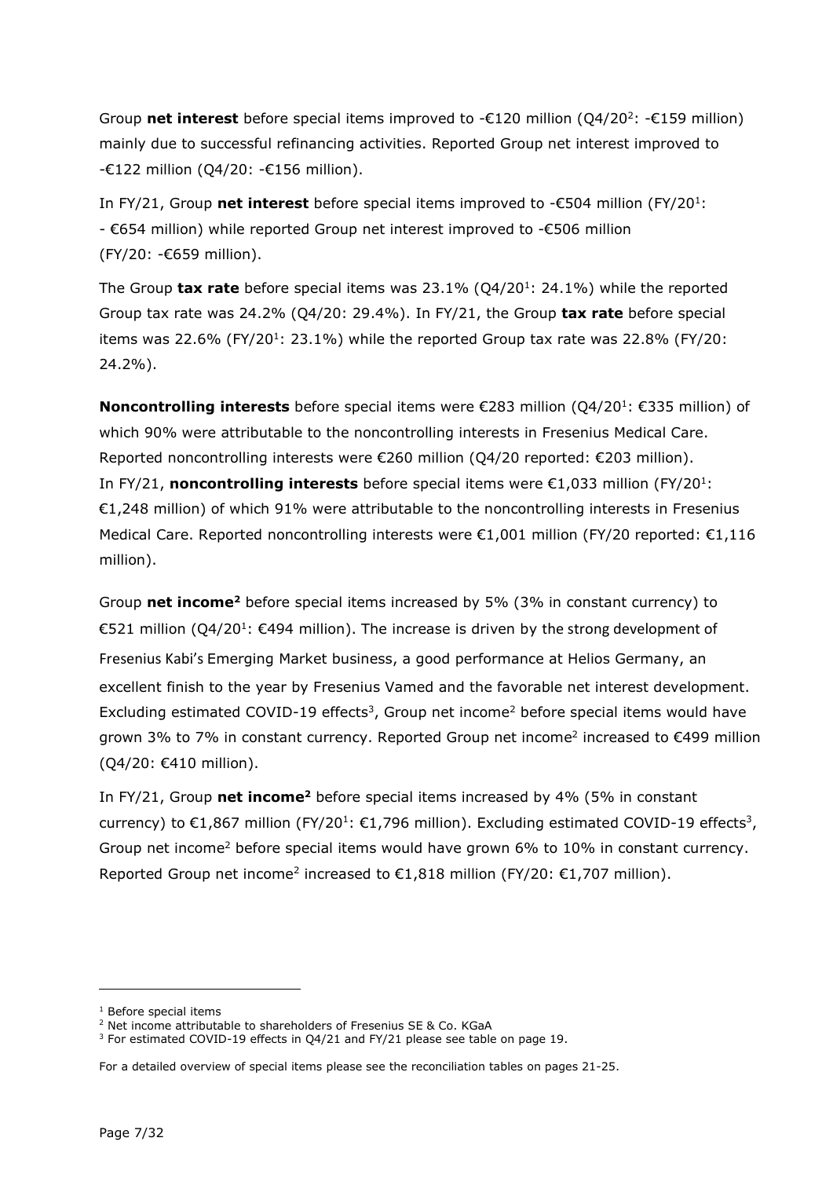Group **net interest** before special items improved to -€120 million (Q4/20[2]: -€159 million) mainly due to successful refinancing activities. Reported Group net interest improved to -€122 million (Q4/20: -€156 million).

In FY/21, Group **net interest** before special items improved to -€504 million (FY/20[1]: - €654 million) while reported Group net interest improved to -€506 million (FY/20: -€659 million).

The Group **tax rate** before special items was 23.1% (Q4/20[1]: 24.1%) while the reported Group tax rate was 24.2% (Q4/20: 29.4%). In FY/21, the Group **tax rate** before special items was 22.6% (FY/20[1]: 23.1%) while the reported Group tax rate was 22.8% (FY/20: 24.2%).

**Noncontrolling interests** before special items were €283 million (Q4/20[1]: €335 million) of which 90% were attributable to the noncontrolling interests in Fresenius Medical Care. Reported noncontrolling interests were €260 million (Q4/20 reported: €203 million). In FY/21, **noncontrolling interests** before special items were €1,033 million (FY/20[1]: €1,248 million) of which 91% were attributable to the noncontrolling interests in Fresenius Medical Care. Reported noncontrolling interests were €1,001 million (FY/20 reported: €1,116 million).

Group **net income[2]** before special items increased by 5% (3% in constant currency) to €521 million (Q4/20[1]: €494 million). The increase is driven by the strong development of Fresenius Kabi's Emerging Market business, a good performance at Helios Germany, an excellent finish to the year by Fresenius Vamed and the favorable net interest development. Excluding estimated COVID-19 effects[3], Group net income[2] before special items would have grown 3% to 7% in constant currency. Reported Group net income[2] increased to €499 million (Q4/20: €410 million).

In FY/21, Group **net income[2]** before special items increased by 4% (5% in constant currency) to €1,867 million (FY/20[1]: €1,796 million). Excluding estimated COVID-19 effects[3], Group net income[2] before special items would have grown 6% to 10% in constant currency. Reported Group net income[2] increased to €1,818 million (FY/20: €1,707 million).

---

[1] Before special items

[2] Net income attributable to shareholders of Fresenius SE & Co. KGaA

[3] For estimated COVID-19 effects in Q4/21 and FY/21 please see table on page 19.

For a detailed overview of special items please see the reconciliation tables on pages 21-25.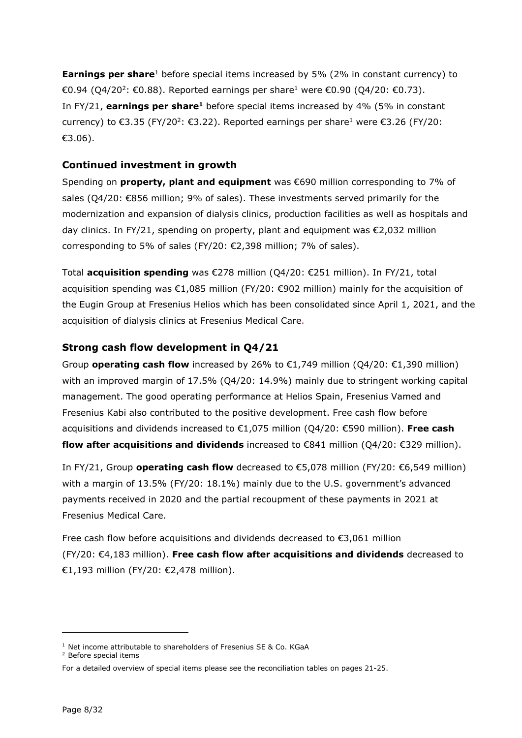**Earnings per share**[1] before special items increased by 5% (2% in constant currency) to €0.94 (Q4/20[2]: €0.88). Reported earnings per share[1] were €0.90 (Q4/20: €0.73). In FY/21, **earnings per share[1]** before special items increased by 4% (5% in constant currency) to €3.35 (FY/20[2]: €3.22). Reported earnings per share[1] were €3.26 (FY/20: €3.06).

## Continued investment in growth

Spending on **property, plant and equipment** was €690 million corresponding to 7% of sales (Q4/20: €856 million; 9% of sales). These investments served primarily for the modernization and expansion of dialysis clinics, production facilities as well as hospitals and day clinics. In FY/21, spending on property, plant and equipment was €2,032 million corresponding to 5% of sales (FY/20: €2,398 million; 7% of sales).

Total **acquisition spending** was €278 million (Q4/20: €251 million). In FY/21, total acquisition spending was €1,085 million (FY/20: €902 million) mainly for the acquisition of the Eugin Group at Fresenius Helios which has been consolidated since April 1, 2021, and the acquisition of dialysis clinics at Fresenius Medical Care.

## Strong cash flow development in Q4/21

Group **operating cash flow** increased by 26% to €1,749 million (Q4/20: €1,390 million) with an improved margin of 17.5% (Q4/20: 14.9%) mainly due to stringent working capital management. The good operating performance at Helios Spain, Fresenius Vamed and Fresenius Kabi also contributed to the positive development. Free cash flow before acquisitions and dividends increased to €1,075 million (Q4/20: €590 million). **Free cash flow after acquisitions and dividends** increased to €841 million (Q4/20: €329 million).

In FY/21, Group **operating cash flow** decreased to €5,078 million (FY/20: €6,549 million) with a margin of 13.5% (FY/20: 18.1%) mainly due to the U.S. government's advanced payments received in 2020 and the partial recoupment of these payments in 2021 at Fresenius Medical Care.

Free cash flow before acquisitions and dividends decreased to €3,061 million (FY/20: €4,183 million). **Free cash flow after acquisitions and dividends** decreased to €1,193 million (FY/20: €2,478 million).

---

[1] Net income attributable to shareholders of Fresenius SE & Co. KGaA

[2] Before special items

For a detailed overview of special items please see the reconciliation tables on pages 21-25.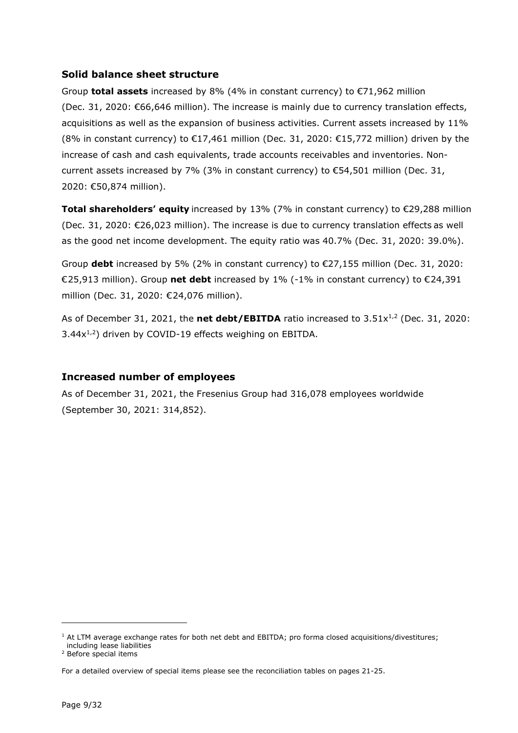## Solid balance sheet structure

Group **total assets** increased by 8% (4% in constant currency) to €71,962 million (Dec. 31, 2020: €66,646 million). The increase is mainly due to currency translation effects, acquisitions as well as the expansion of business activities. Current assets increased by 11% (8% in constant currency) to €17,461 million (Dec. 31, 2020: €15,772 million) driven by the increase of cash and cash equivalents, trade accounts receivables and inventories. Non-current assets increased by 7% (3% in constant currency) to €54,501 million (Dec. 31, 2020: €50,874 million).

**Total shareholders' equity** increased by 13% (7% in constant currency) to €29,288 million (Dec. 31, 2020: €26,023 million). The increase is due to currency translation effects as well as the good net income development. The equity ratio was 40.7% (Dec. 31, 2020: 39.0%).

Group **debt** increased by 5% (2% in constant currency) to €27,155 million (Dec. 31, 2020: €25,913 million). Group **net debt** increased by 1% (-1% in constant currency) to €24,391 million (Dec. 31, 2020: €24,076 million).

As of December 31, 2021, the **net debt/EBITDA** ratio increased to 3.51x[1,2] (Dec. 31, 2020: 3.44x[1,2]) driven by COVID-19 effects weighing on EBITDA.

## Increased number of employees

As of December 31, 2021, the Fresenius Group had 316,078 employees worldwide (September 30, 2021: 314,852).

---

[1] At LTM average exchange rates for both net debt and EBITDA; pro forma closed acquisitions/divestitures; including lease liabilities

[2] Before special items

For a detailed overview of special items please see the reconciliation tables on pages 21-25.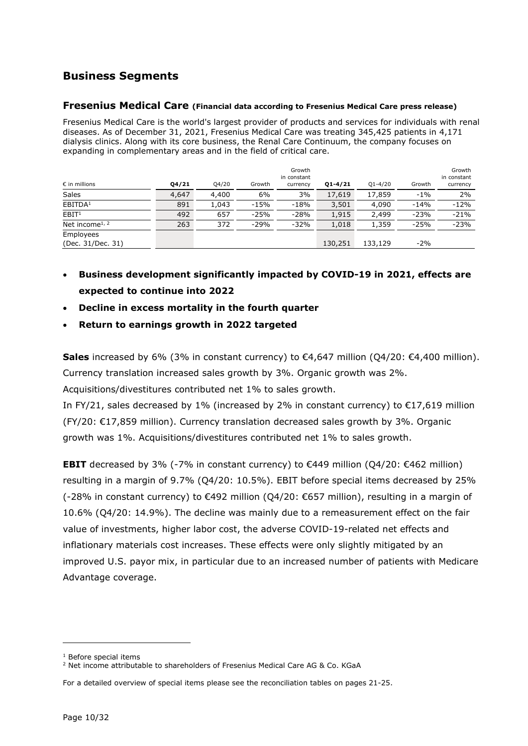## Business Segments

### Fresenius Medical Care (Financial data according to Fresenius Medical Care press release)

Fresenius Medical Care is the world's largest provider of products and services for individuals with renal diseases. As of December 31, 2021, Fresenius Medical Care was treating 345,425 patients in 4,171 dialysis clinics. Along with its core business, the Renal Care Continuum, the company focuses on expanding in complementary areas and in the field of critical care.

| € in millions | Q4/21 | Q4/20 | Growth | Growth in constant currency | Q1-4/21 | Q1-4/20 | Growth | Growth in constant currency |
|---|---|---|---|---|---|---|---|---|
| Sales | 4,647 | 4,400 | 6% | 3% | 17,619 | 17,859 | -1% | 2% |
| EBITDA[1] | 891 | 1,043 | -15% | -18% | 3,501 | 4,090 | -14% | -12% |
| EBIT[1] | 492 | 657 | -25% | -28% | 1,915 | 2,499 | -23% | -21% |
| Net income[1, 2] | 263 | 372 | -29% | -32% | 1,018 | 1,359 | -25% | -23% |
| Employees (Dec. 31/Dec. 31) | | | | | 130,251 | 133,129 | -2% | |

- **Business development significantly impacted by COVID-19 in 2021, effects are expected to continue into 2022**
- **Decline in excess mortality in the fourth quarter**
- **Return to earnings growth in 2022 targeted**

**Sales** increased by 6% (3% in constant currency) to €4,647 million (Q4/20: €4,400 million). Currency translation increased sales growth by 3%. Organic growth was 2%. Acquisitions/divestitures contributed net 1% to sales growth.
In FY/21, sales decreased by 1% (increased by 2% in constant currency) to €17,619 million (FY/20: €17,859 million). Currency translation decreased sales growth by 3%. Organic growth was 1%. Acquisitions/divestitures contributed net 1% to sales growth.

**EBIT** decreased by 3% (-7% in constant currency) to €449 million (Q4/20: €462 million) resulting in a margin of 9.7% (Q4/20: 10.5%). EBIT before special items decreased by 25% (-28% in constant currency) to €492 million (Q4/20: €657 million), resulting in a margin of 10.6% (Q4/20: 14.9%). The decline was mainly due to a remeasurement effect on the fair value of investments, higher labor cost, the adverse COVID-19-related net effects and inflationary materials cost increases. These effects were only slightly mitigated by an improved U.S. payor mix, in particular due to an increased number of patients with Medicare Advantage coverage.

[1] Before special items
[2] Net income attributable to shareholders of Fresenius Medical Care AG & Co. KGaA

For a detailed overview of special items please see the reconciliation tables on pages 21-25.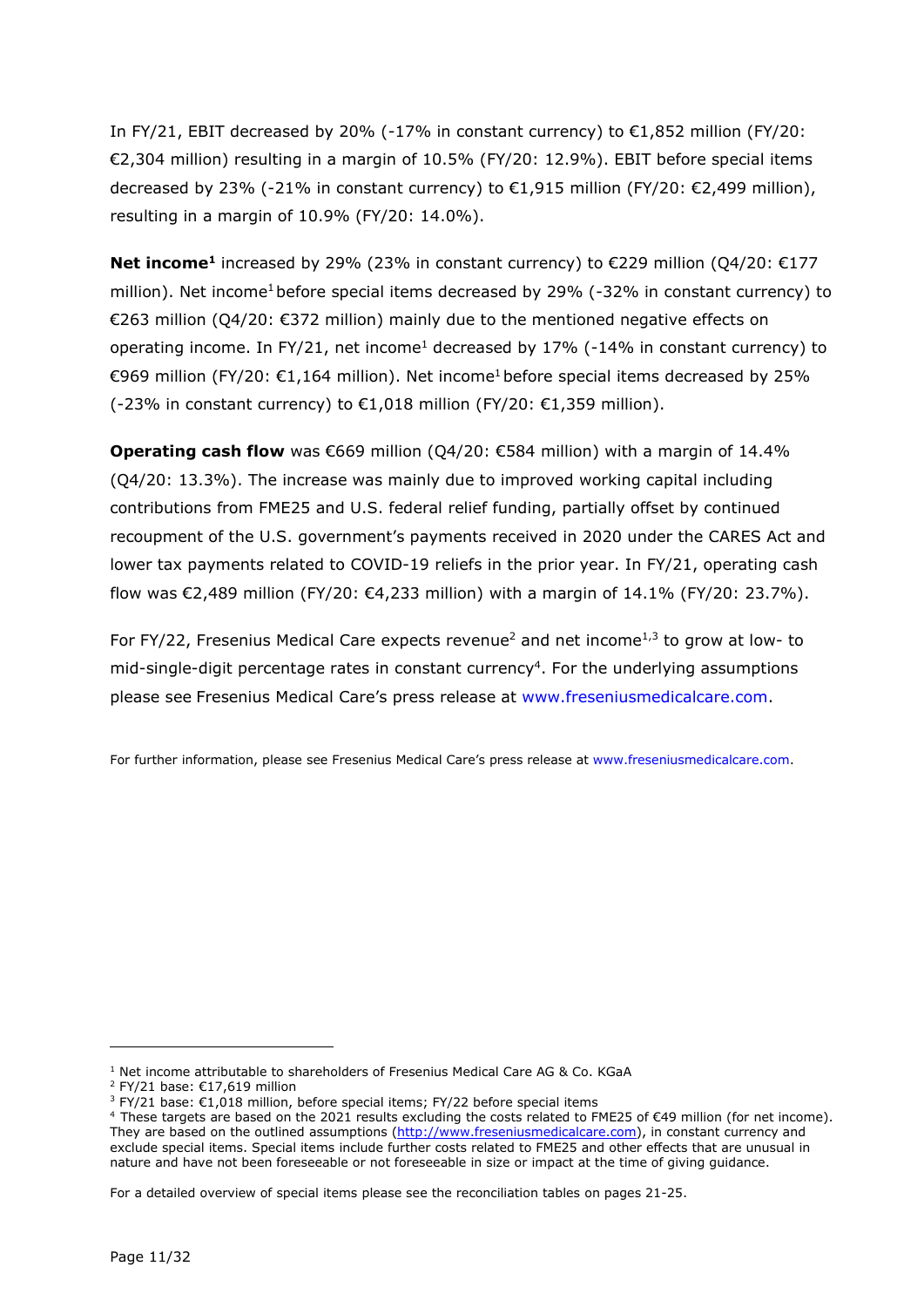In FY/21, EBIT decreased by 20% (-17% in constant currency) to €1,852 million (FY/20: €2,304 million) resulting in a margin of 10.5% (FY/20: 12.9%). EBIT before special items decreased by 23% (-21% in constant currency) to €1,915 million (FY/20: €2,499 million), resulting in a margin of 10.9% (FY/20: 14.0%).

**Net income[1]** increased by 29% (23% in constant currency) to €229 million (Q4/20: €177 million). Net income[1] before special items decreased by 29% (-32% in constant currency) to €263 million (Q4/20: €372 million) mainly due to the mentioned negative effects on operating income. In FY/21, net income[1] decreased by 17% (-14% in constant currency) to €969 million (FY/20: €1,164 million). Net income[1] before special items decreased by 25% (-23% in constant currency) to €1,018 million (FY/20: €1,359 million).

**Operating cash flow** was €669 million (Q4/20: €584 million) with a margin of 14.4% (Q4/20: 13.3%). The increase was mainly due to improved working capital including contributions from FME25 and U.S. federal relief funding, partially offset by continued recoupment of the U.S. government's payments received in 2020 under the CARES Act and lower tax payments related to COVID-19 reliefs in the prior year. In FY/21, operating cash flow was €2,489 million (FY/20: €4,233 million) with a margin of 14.1% (FY/20: 23.7%).

For FY/22, Fresenius Medical Care expects revenue[2] and net income[1,3] to grow at low- to mid-single-digit percentage rates in constant currency[4]. For the underlying assumptions please see Fresenius Medical Care's press release at www.freseniusmedicalcare.com.

For further information, please see Fresenius Medical Care's press release at www.freseniusmedicalcare.com.

---

[1] Net income attributable to shareholders of Fresenius Medical Care AG & Co. KGaA

[2] FY/21 base: €17,619 million

[3] FY/21 base: €1,018 million, before special items; FY/22 before special items

[4] These targets are based on the 2021 results excluding the costs related to FME25 of €49 million (for net income). They are based on the outlined assumptions (http://www.freseniusmedicalcare.com), in constant currency and exclude special items. Special items include further costs related to FME25 and other effects that are unusual in nature and have not been foreseeable or not foreseeable in size or impact at the time of giving guidance.

For a detailed overview of special items please see the reconciliation tables on pages 21-25.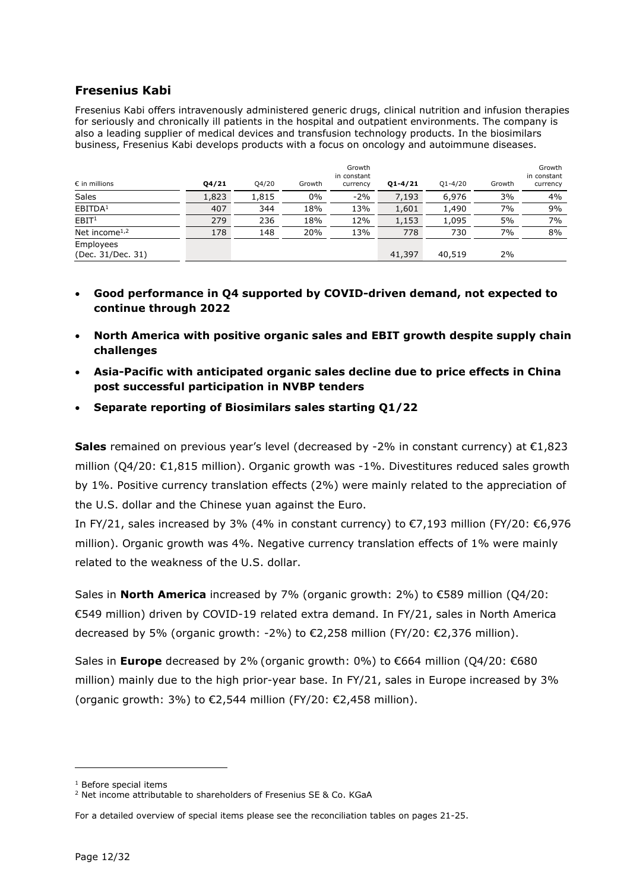## Fresenius Kabi

Fresenius Kabi offers intravenously administered generic drugs, clinical nutrition and infusion therapies for seriously and chronically ill patients in the hospital and outpatient environments. The company is also a leading supplier of medical devices and transfusion technology products. In the biosimilars business, Fresenius Kabi develops products with a focus on oncology and autoimmune diseases.

| € in millions | Q4/21 | Q4/20 | Growth | Growth in constant currency | Q1-4/21 | Q1-4/20 | Growth | Growth in constant currency |
|---|---|---|---|---|---|---|---|---|
| Sales | 1,823 | 1,815 | 0% | -2% | 7,193 | 6,976 | 3% | 4% |
| EBITDA[1] | 407 | 344 | 18% | 13% | 1,601 | 1,490 | 7% | 9% |
| EBIT[1] | 279 | 236 | 18% | 12% | 1,153 | 1,095 | 5% | 7% |
| Net income[1,2] | 178 | 148 | 20% | 13% | 778 | 730 | 7% | 8% |
| Employees (Dec. 31/Dec. 31) | | | | | 41,397 | 40,519 | 2% | |

- **Good performance in Q4 supported by COVID-driven demand, not expected to continue through 2022**
- **North America with positive organic sales and EBIT growth despite supply chain challenges**
- **Asia-Pacific with anticipated organic sales decline due to price effects in China post successful participation in NVBP tenders**
- **Separate reporting of Biosimilars sales starting Q1/22**

**Sales** remained on previous year's level (decreased by -2% in constant currency) at €1,823 million (Q4/20: €1,815 million). Organic growth was -1%. Divestitures reduced sales growth by 1%. Positive currency translation effects (2%) were mainly related to the appreciation of the U.S. dollar and the Chinese yuan against the Euro.

In FY/21, sales increased by 3% (4% in constant currency) to €7,193 million (FY/20: €6,976 million). Organic growth was 4%. Negative currency translation effects of 1% were mainly related to the weakness of the U.S. dollar.

Sales in **North America** increased by 7% (organic growth: 2%) to €589 million (Q4/20: €549 million) driven by COVID-19 related extra demand. In FY/21, sales in North America decreased by 5% (organic growth: -2%) to €2,258 million (FY/20: €2,376 million).

Sales in **Europe** decreased by 2% (organic growth: 0%) to €664 million (Q4/20: €680 million) mainly due to the high prior-year base. In FY/21, sales in Europe increased by 3% (organic growth: 3%) to €2,544 million (FY/20: €2,458 million).

[1] Before special items
[2] Net income attributable to shareholders of Fresenius SE & Co. KGaA

For a detailed overview of special items please see the reconciliation tables on pages 21-25.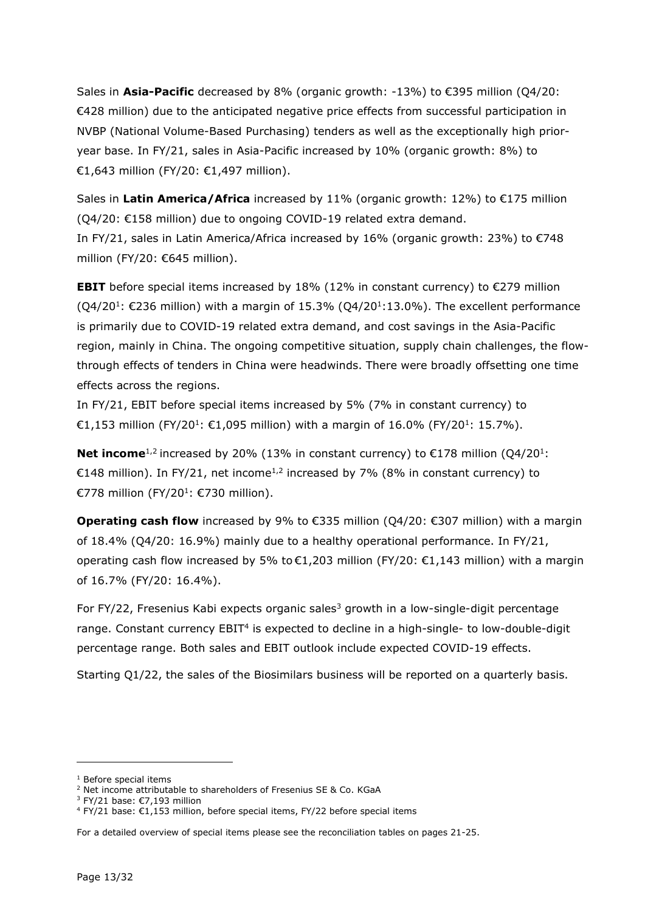Sales in **Asia-Pacific** decreased by 8% (organic growth: -13%) to €395 million (Q4/20: €428 million) due to the anticipated negative price effects from successful participation in NVBP (National Volume-Based Purchasing) tenders as well as the exceptionally high prior-year base. In FY/21, sales in Asia-Pacific increased by 10% (organic growth: 8%) to €1,643 million (FY/20: €1,497 million).

Sales in **Latin America/Africa** increased by 11% (organic growth: 12%) to €175 million (Q4/20: €158 million) due to ongoing COVID-19 related extra demand.
In FY/21, sales in Latin America/Africa increased by 16% (organic growth: 23%) to €748 million (FY/20: €645 million).

**EBIT** before special items increased by 18% (12% in constant currency) to €279 million (Q4/20[1]: €236 million) with a margin of 15.3% (Q4/20[1]:13.0%). The excellent performance is primarily due to COVID-19 related extra demand, and cost savings in the Asia-Pacific region, mainly in China. The ongoing competitive situation, supply chain challenges, the flow-through effects of tenders in China were headwinds. There were broadly offsetting one time effects across the regions.
In FY/21, EBIT before special items increased by 5% (7% in constant currency) to €1,153 million (FY/20[1]: €1,095 million) with a margin of 16.0% (FY/20[1]: 15.7%).

**Net income**[1,2] increased by 20% (13% in constant currency) to €178 million (Q4/20[1]: €148 million). In FY/21, net income[1,2] increased by 7% (8% in constant currency) to €778 million (FY/20[1]: €730 million).

**Operating cash flow** increased by 9% to €335 million (Q4/20: €307 million) with a margin of 18.4% (Q4/20: 16.9%) mainly due to a healthy operational performance. In FY/21, operating cash flow increased by 5% to €1,203 million (FY/20: €1,143 million) with a margin of 16.7% (FY/20: 16.4%).

For FY/22, Fresenius Kabi expects organic sales[3] growth in a low-single-digit percentage range. Constant currency EBIT[4] is expected to decline in a high-single- to low-double-digit percentage range. Both sales and EBIT outlook include expected COVID-19 effects.

Starting Q1/22, the sales of the Biosimilars business will be reported on a quarterly basis.

---

[1] Before special items
[2] Net income attributable to shareholders of Fresenius SE & Co. KGaA
[3] FY/21 base: €7,193 million
[4] FY/21 base: €1,153 million, before special items, FY/22 before special items

For a detailed overview of special items please see the reconciliation tables on pages 21-25.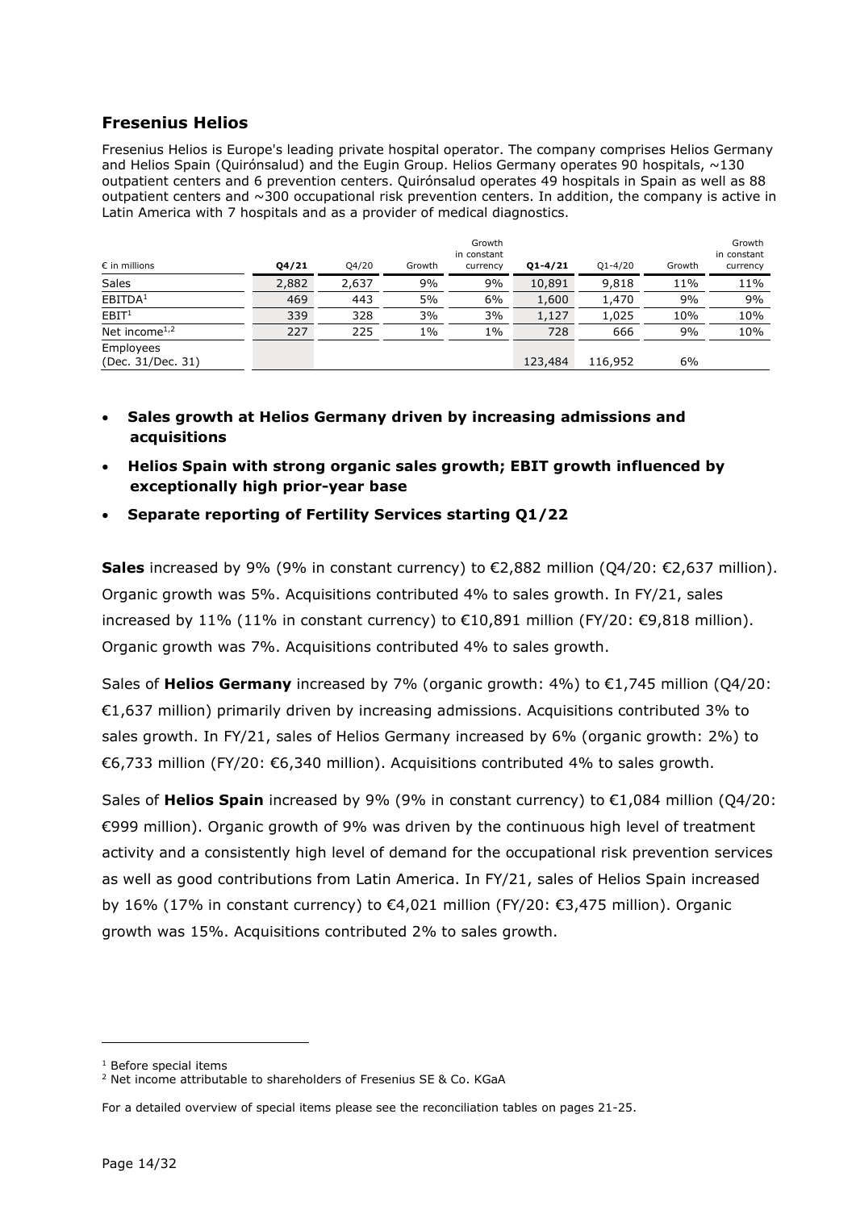## Fresenius Helios

Fresenius Helios is Europe's leading private hospital operator. The company comprises Helios Germany and Helios Spain (Quirónsalud) and the Eugin Group. Helios Germany operates 90 hospitals, ~130 outpatient centers and 6 prevention centers. Quirónsalud operates 49 hospitals in Spain as well as 88 outpatient centers and ~300 occupational risk prevention centers. In addition, the company is active in Latin America with 7 hospitals and as a provider of medical diagnostics.

| € in millions | Q4/21 | Q4/20 | Growth | Growth in constant currency | Q1-4/21 | Q1-4/20 | Growth | Growth in constant currency |
|---|---|---|---|---|---|---|---|---|
| Sales | 2,882 | 2,637 | 9% | 9% | 10,891 | 9,818 | 11% | 11% |
| EBITDA[1] | 469 | 443 | 5% | 6% | 1,600 | 1,470 | 9% | 9% |
| EBIT[1] | 339 | 328 | 3% | 3% | 1,127 | 1,025 | 10% | 10% |
| Net income[1,2] | 227 | 225 | 1% | 1% | 728 | 666 | 9% | 10% |
| Employees (Dec. 31/Dec. 31) | | | | | 123,484 | 116,952 | 6% | |

- **Sales growth at Helios Germany driven by increasing admissions and acquisitions**
- **Helios Spain with strong organic sales growth; EBIT growth influenced by exceptionally high prior-year base**
- **Separate reporting of Fertility Services starting Q1/22**

**Sales** increased by 9% (9% in constant currency) to €2,882 million (Q4/20: €2,637 million). Organic growth was 5%. Acquisitions contributed 4% to sales growth. In FY/21, sales increased by 11% (11% in constant currency) to €10,891 million (FY/20: €9,818 million). Organic growth was 7%. Acquisitions contributed 4% to sales growth.

Sales of **Helios Germany** increased by 7% (organic growth: 4%) to €1,745 million (Q4/20: €1,637 million) primarily driven by increasing admissions. Acquisitions contributed 3% to sales growth. In FY/21, sales of Helios Germany increased by 6% (organic growth: 2%) to €6,733 million (FY/20: €6,340 million). Acquisitions contributed 4% to sales growth.

Sales of **Helios Spain** increased by 9% (9% in constant currency) to €1,084 million (Q4/20: €999 million). Organic growth of 9% was driven by the continuous high level of treatment activity and a consistently high level of demand for the occupational risk prevention services as well as good contributions from Latin America. In FY/21, sales of Helios Spain increased by 16% (17% in constant currency) to €4,021 million (FY/20: €3,475 million). Organic growth was 15%. Acquisitions contributed 2% to sales growth.

---

[1] Before special items
[2] Net income attributable to shareholders of Fresenius SE & Co. KGaA

For a detailed overview of special items please see the reconciliation tables on pages 21-25.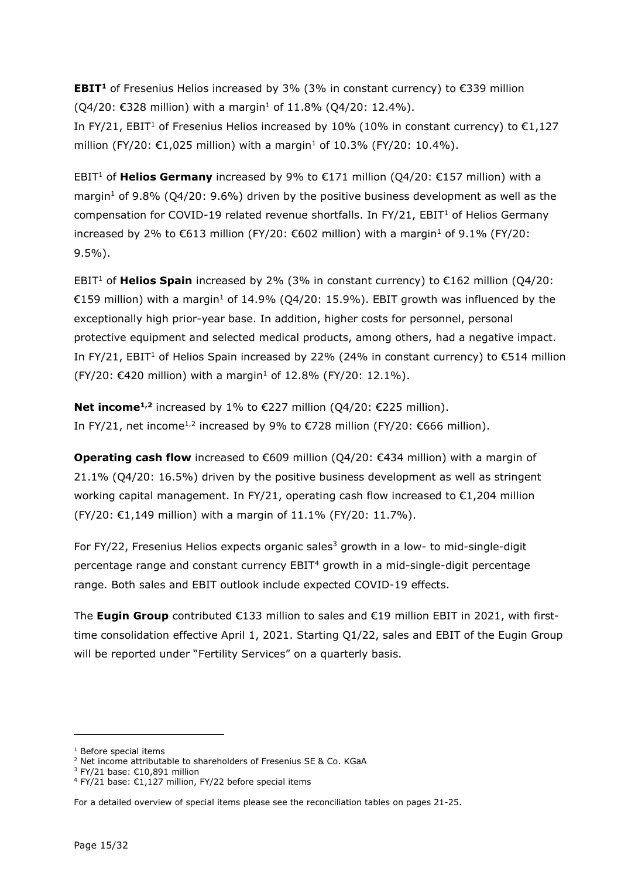**EBIT[1]** of Fresenius Helios increased by 3% (3% in constant currency) to €339 million (Q4/20: €328 million) with a margin[1] of 11.8% (Q4/20: 12.4%).
In FY/21, EBIT[1] of Fresenius Helios increased by 10% (10% in constant currency) to €1,127 million (FY/20: €1,025 million) with a margin[1] of 10.3% (FY/20: 10.4%).

EBIT[1] of **Helios Germany** increased by 9% to €171 million (Q4/20: €157 million) with a margin[1] of 9.8% (Q4/20: 9.6%) driven by the positive business development as well as the compensation for COVID-19 related revenue shortfalls. In FY/21, EBIT[1] of Helios Germany increased by 2% to €613 million (FY/20: €602 million) with a margin[1] of 9.1% (FY/20: 9.5%).

EBIT[1] of **Helios Spain** increased by 2% (3% in constant currency) to €162 million (Q4/20: €159 million) with a margin[1] of 14.9% (Q4/20: 15.9%). EBIT growth was influenced by the exceptionally high prior-year base. In addition, higher costs for personnel, personal protective equipment and selected medical products, among others, had a negative impact. In FY/21, EBIT[1] of Helios Spain increased by 22% (24% in constant currency) to €514 million (FY/20: €420 million) with a margin[1] of 12.8% (FY/20: 12.1%).

**Net income[1,2]** increased by 1% to €227 million (Q4/20: €225 million).
In FY/21, net income[1,2] increased by 9% to €728 million (FY/20: €666 million).

**Operating cash flow** increased to €609 million (Q4/20: €434 million) with a margin of 21.1% (Q4/20: 16.5%) driven by the positive business development as well as stringent working capital management. In FY/21, operating cash flow increased to €1,204 million (FY/20: €1,149 million) with a margin of 11.1% (FY/20: 11.7%).

For FY/22, Fresenius Helios expects organic sales[3] growth in a low- to mid-single-digit percentage range and constant currency EBIT[4] growth in a mid-single-digit percentage range. Both sales and EBIT outlook include expected COVID-19 effects.

The **Eugin Group** contributed €133 million to sales and €19 million EBIT in 2021, with first-time consolidation effective April 1, 2021. Starting Q1/22, sales and EBIT of the Eugin Group will be reported under "Fertility Services" on a quarterly basis.

---

[1] Before special items
[2] Net income attributable to shareholders of Fresenius SE & Co. KGaA
[3] FY/21 base: €10,891 million
[4] FY/21 base: €1,127 million, FY/22 before special items

For a detailed overview of special items please see the reconciliation tables on pages 21-25.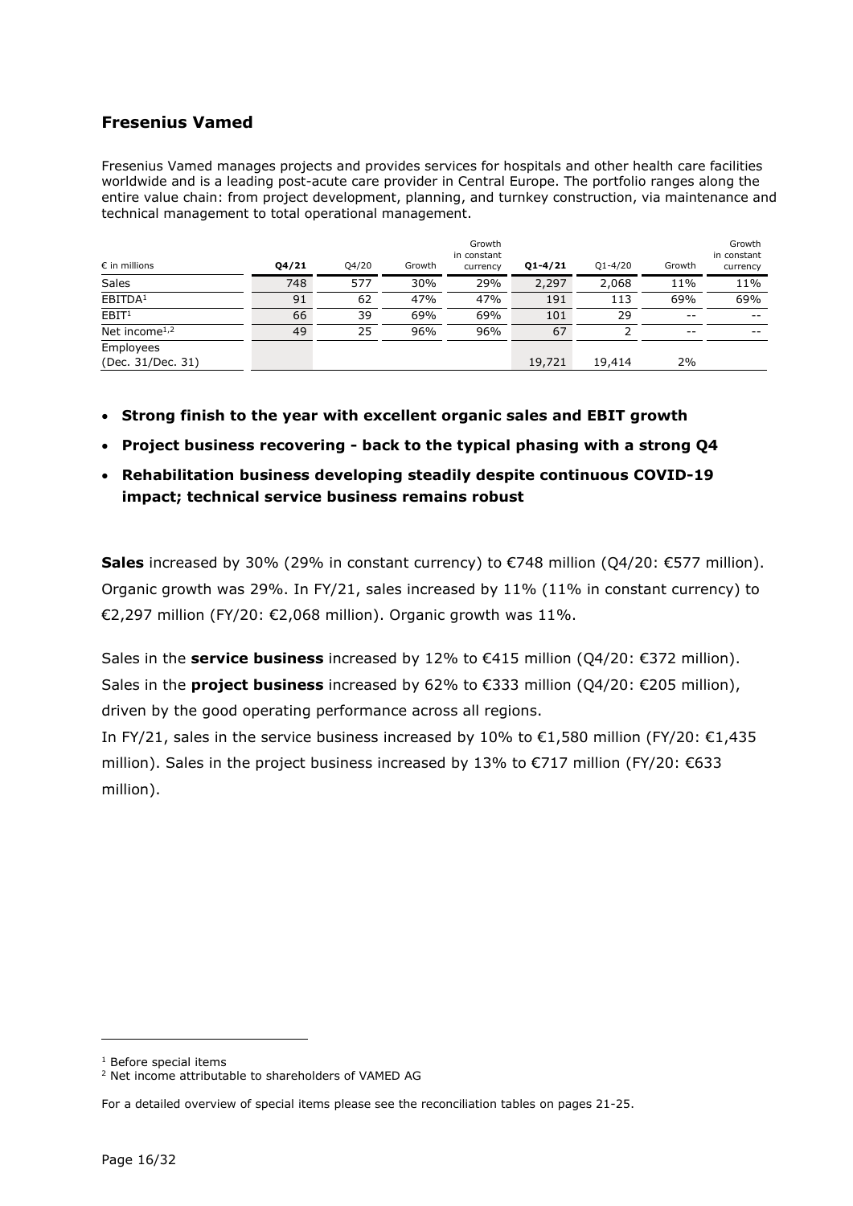## Fresenius Vamed

Fresenius Vamed manages projects and provides services for hospitals and other health care facilities worldwide and is a leading post-acute care provider in Central Europe. The portfolio ranges along the entire value chain: from project development, planning, and turnkey construction, via maintenance and technical management to total operational management.

| € in millions | Q4/21 | Q4/20 | Growth | Growth in constant currency | Q1-4/21 | Q1-4/20 | Growth | Growth in constant currency |
|---|---|---|---|---|---|---|---|---|
| Sales | 748 | 577 | 30% | 29% | 2,297 | 2,068 | 11% | 11% |
| EBITDA[1] | 91 | 62 | 47% | 47% | 191 | 113 | 69% | 69% |
| EBIT[1] | 66 | 39 | 69% | 69% | 101 | 29 | -- | -- |
| Net income[1,2] | 49 | 25 | 96% | 96% | 67 | 2 | -- | -- |
| Employees (Dec. 31/Dec. 31) | | | | | 19,721 | 19,414 | 2% | |

- **Strong finish to the year with excellent organic sales and EBIT growth**
- **Project business recovering - back to the typical phasing with a strong Q4**
- **Rehabilitation business developing steadily despite continuous COVID-19 impact; technical service business remains robust**

**Sales** increased by 30% (29% in constant currency) to €748 million (Q4/20: €577 million). Organic growth was 29%. In FY/21, sales increased by 11% (11% in constant currency) to €2,297 million (FY/20: €2,068 million). Organic growth was 11%.

Sales in the **service business** increased by 12% to €415 million (Q4/20: €372 million). Sales in the **project business** increased by 62% to €333 million (Q4/20: €205 million), driven by the good operating performance across all regions.

In FY/21, sales in the service business increased by 10% to €1,580 million (FY/20: €1,435 million). Sales in the project business increased by 13% to €717 million (FY/20: €633 million).

[1] Before special items

[2] Net income attributable to shareholders of VAMED AG

For a detailed overview of special items please see the reconciliation tables on pages 21-25.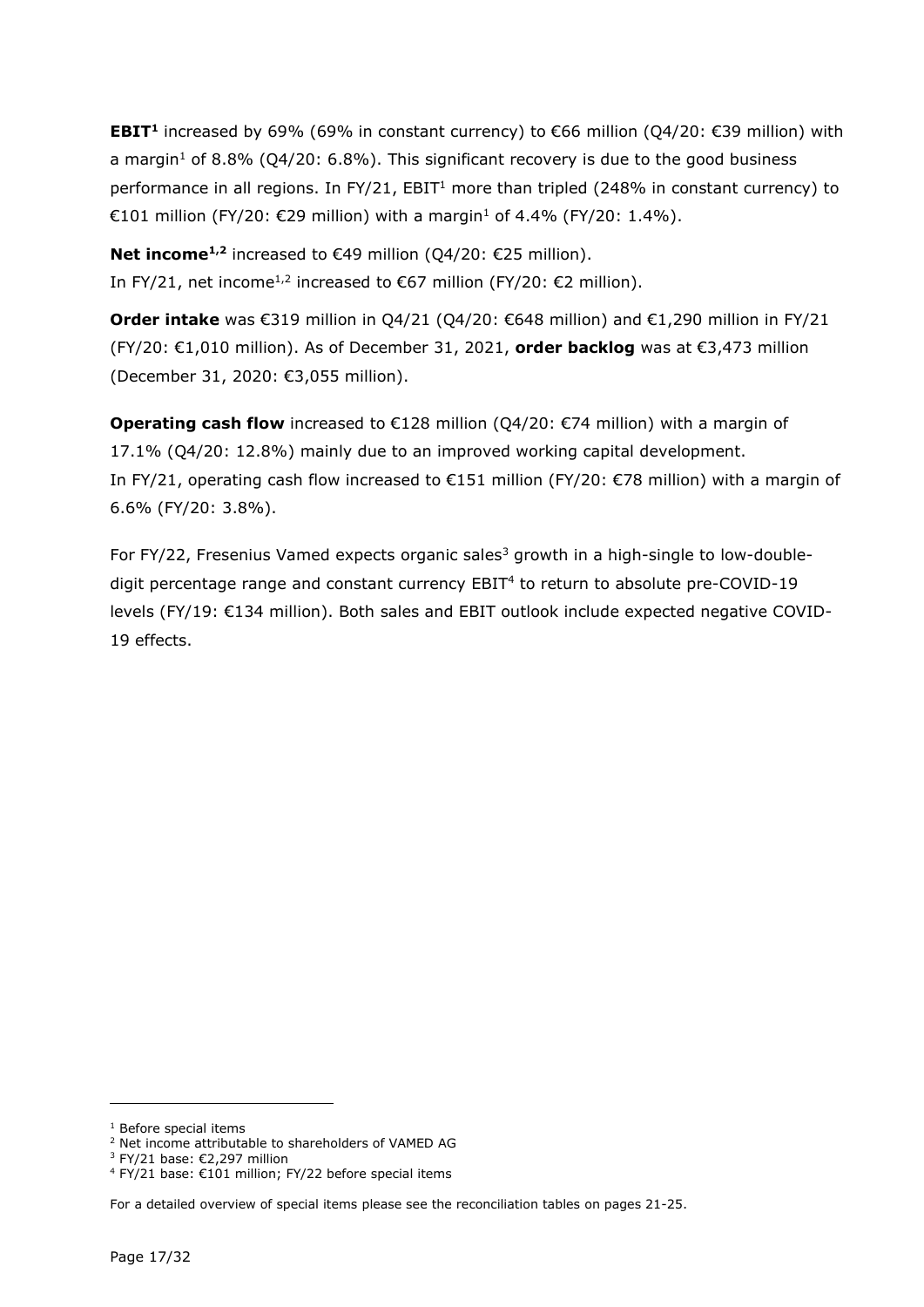**EBIT[1]** increased by 69% (69% in constant currency) to €66 million (Q4/20: €39 million) with a margin[1] of 8.8% (Q4/20: 6.8%). This significant recovery is due to the good business performance in all regions. In FY/21, EBIT[1] more than tripled (248% in constant currency) to €101 million (FY/20: €29 million) with a margin[1] of 4.4% (FY/20: 1.4%).

**Net income[1,2]** increased to €49 million (Q4/20: €25 million).
In FY/21, net income[1,2] increased to €67 million (FY/20: €2 million).

**Order intake** was €319 million in Q4/21 (Q4/20: €648 million) and €1,290 million in FY/21 (FY/20: €1,010 million). As of December 31, 2021, **order backlog** was at €3,473 million (December 31, 2020: €3,055 million).

**Operating cash flow** increased to €128 million (Q4/20: €74 million) with a margin of 17.1% (Q4/20: 12.8%) mainly due to an improved working capital development.
In FY/21, operating cash flow increased to €151 million (FY/20: €78 million) with a margin of 6.6% (FY/20: 3.8%).

For FY/22, Fresenius Vamed expects organic sales[3] growth in a high-single to low-double-digit percentage range and constant currency EBIT[4] to return to absolute pre-COVID-19 levels (FY/19: €134 million). Both sales and EBIT outlook include expected negative COVID-19 effects.

---

[1] Before special items
[2] Net income attributable to shareholders of VAMED AG
[3] FY/21 base: €2,297 million
[4] FY/21 base: €101 million; FY/22 before special items

For a detailed overview of special items please see the reconciliation tables on pages 21-25.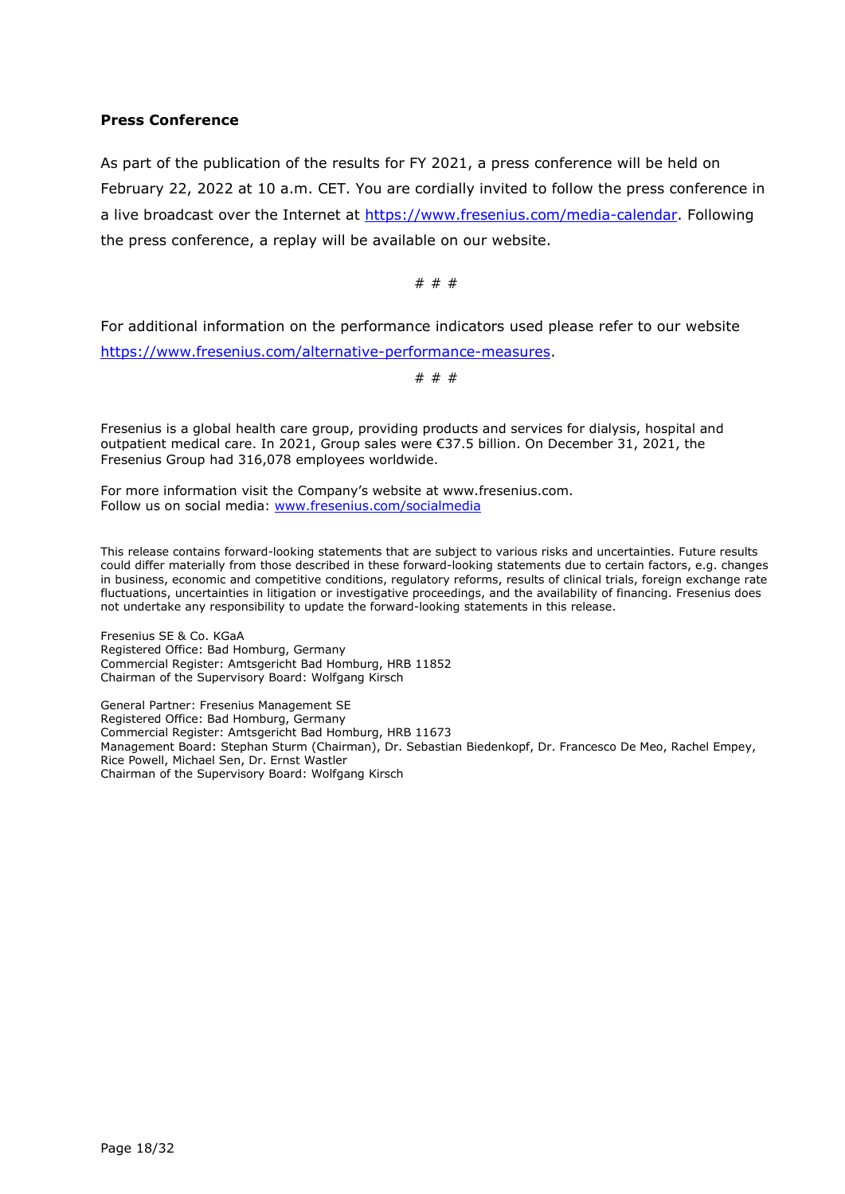**Press Conference**

As part of the publication of the results for FY 2021, a press conference will be held on February 22, 2022 at 10 a.m. CET. You are cordially invited to follow the press conference in a live broadcast over the Internet at https://www.fresenius.com/media-calendar. Following the press conference, a replay will be available on our website.

# # #

For additional information on the performance indicators used please refer to our website https://www.fresenius.com/alternative-performance-measures.

# # #

Fresenius is a global health care group, providing products and services for dialysis, hospital and outpatient medical care. In 2021, Group sales were €37.5 billion. On December 31, 2021, the Fresenius Group had 316,078 employees worldwide.

For more information visit the Company's website at www.fresenius.com.
Follow us on social media: www.fresenius.com/socialmedia

This release contains forward-looking statements that are subject to various risks and uncertainties. Future results could differ materially from those described in these forward-looking statements due to certain factors, e.g. changes in business, economic and competitive conditions, regulatory reforms, results of clinical trials, foreign exchange rate fluctuations, uncertainties in litigation or investigative proceedings, and the availability of financing. Fresenius does not undertake any responsibility to update the forward-looking statements in this release.

Fresenius SE & Co. KGaA
Registered Office: Bad Homburg, Germany
Commercial Register: Amtsgericht Bad Homburg, HRB 11852
Chairman of the Supervisory Board: Wolfgang Kirsch

General Partner: Fresenius Management SE
Registered Office: Bad Homburg, Germany
Commercial Register: Amtsgericht Bad Homburg, HRB 11673
Management Board: Stephan Sturm (Chairman), Dr. Sebastian Biedenkopf, Dr. Francesco De Meo, Rachel Empey, Rice Powell, Michael Sen, Dr. Ernst Wastler
Chairman of the Supervisory Board: Wolfgang Kirsch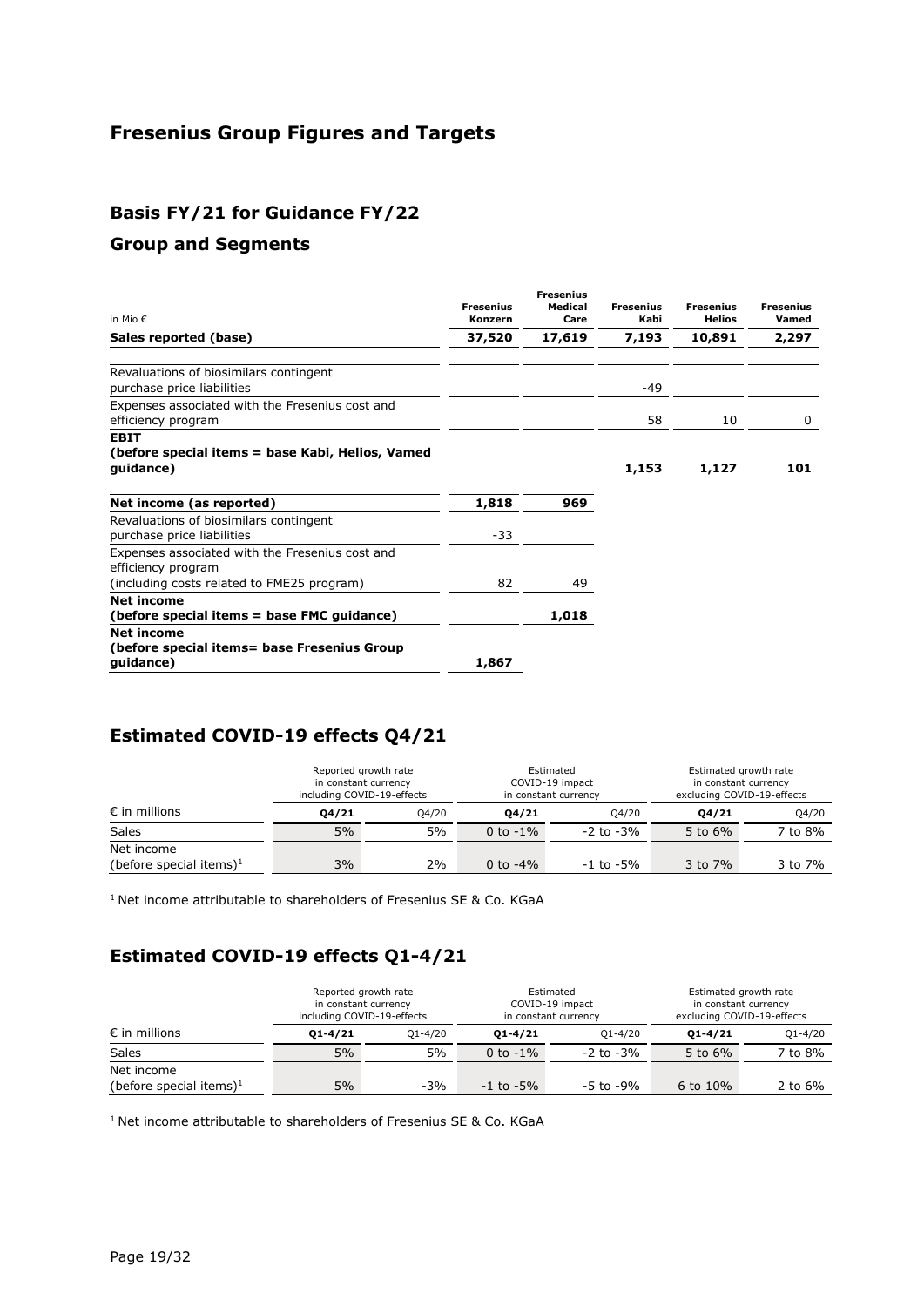# Fresenius Group Figures and Targets

## Basis FY/21 for Guidance FY/22

## Group and Segments

| in Mio € | Fresenius Konzern | Fresenius Medical Care | Fresenius Kabi | Fresenius Helios | Fresenius Vamed |
|---|---|---|---|---|---|
| **Sales reported (base)** | **37,520** | **17,619** | **7,193** | **10,891** | **2,297** |
| Revaluations of biosimilars contingent purchase price liabilities | | | -49 | | |
| Expenses associated with the Fresenius cost and efficiency program | | | 58 | 10 | 0 |
| **EBIT (before special items = base Kabi, Helios, Vamed guidance)** | | | **1,153** | **1,127** | **101** |
| **Net income (as reported)** | **1,818** | **969** | | | |
| Revaluations of biosimilars contingent purchase price liabilities | -33 | | | | |
| Expenses associated with the Fresenius cost and efficiency program (including costs related to FME25 program) | 82 | 49 | | | |
| **Net income (before special items = base FMC guidance)** | | **1,018** | | | |
| **Net income (before special items= base Fresenius Group guidance)** | **1,867** | | | | |

## Estimated COVID-19 effects Q4/21

| | Reported growth rate in constant currency including COVID-19-effects | | Estimated COVID-19 impact in constant currency | | Estimated growth rate in constant currency excluding COVID-19-effects | |
|---|---|---|---|---|---|---|
| € in millions | **Q4/21** | Q4/20 | **Q4/21** | Q4/20 | **Q4/21** | Q4/20 |
| Sales | 5% | 5% | 0 to -1% | -2 to -3% | 5 to 6% | 7 to 8% |
| Net income (before special items)[1] | 3% | 2% | 0 to -4% | -1 to -5% | 3 to 7% | 3 to 7% |

[1] Net income attributable to shareholders of Fresenius SE & Co. KGaA

## Estimated COVID-19 effects Q1-4/21

| | Reported growth rate in constant currency including COVID-19-effects | | Estimated COVID-19 impact in constant currency | | Estimated growth rate in constant currency excluding COVID-19-effects | |
|---|---|---|---|---|---|---|
| € in millions | **Q1-4/21** | Q1-4/20 | **Q1-4/21** | Q1-4/20 | **Q1-4/21** | Q1-4/20 |
| Sales | 5% | 5% | 0 to -1% | -2 to -3% | 5 to 6% | 7 to 8% |
| Net income (before special items)[1] | 5% | -3% | -1 to -5% | -5 to -9% | 6 to 10% | 2 to 6% |

[1] Net income attributable to shareholders of Fresenius SE & Co. KGaA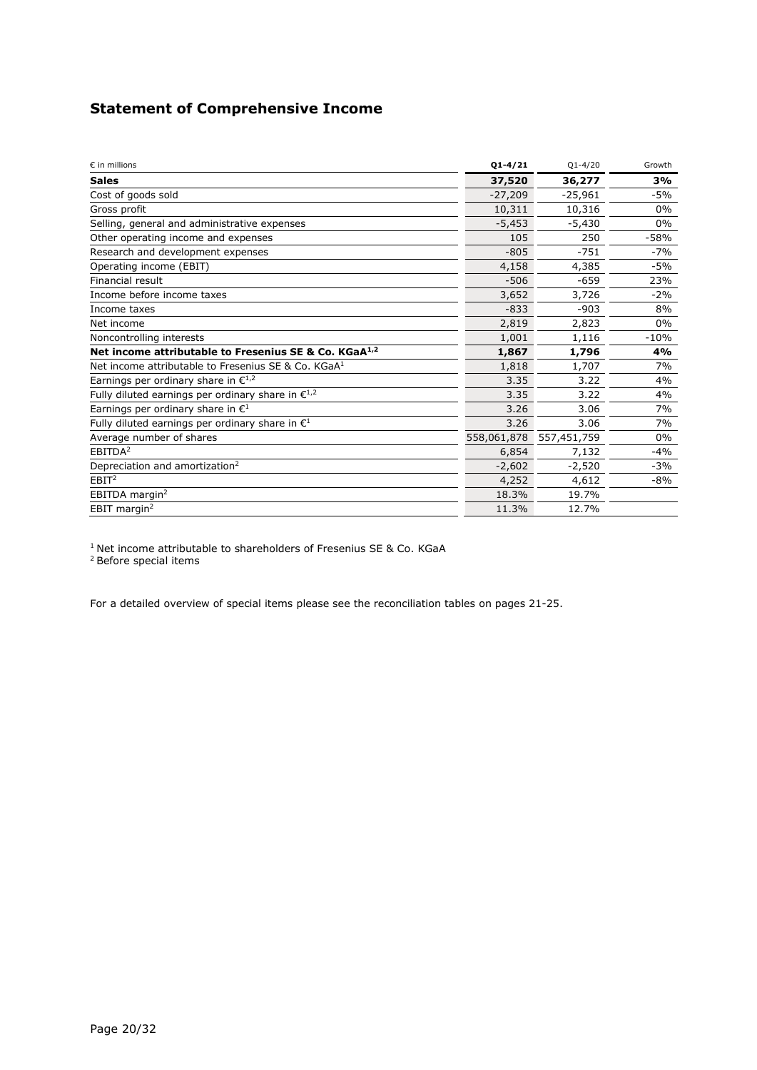## Statement of Comprehensive Income

| € in millions | **Q1-4/21** | Q1-4/20 | Growth |
|---|---|---|---|
| **Sales** | **37,520** | **36,277** | **3%** |
| Cost of goods sold | -27,209 | -25,961 | -5% |
| Gross profit | 10,311 | 10,316 | 0% |
| Selling, general and administrative expenses | -5,453 | -5,430 | 0% |
| Other operating income and expenses | 105 | 250 | -58% |
| Research and development expenses | -805 | -751 | -7% |
| Operating income (EBIT) | 4,158 | 4,385 | -5% |
| Financial result | -506 | -659 | 23% |
| Income before income taxes | 3,652 | 3,726 | -2% |
| Income taxes | -833 | -903 | 8% |
| Net income | 2,819 | 2,823 | 0% |
| Noncontrolling interests | 1,001 | 1,116 | -10% |
| **Net income attributable to Fresenius SE & Co. KGaA[1,2]** | **1,867** | **1,796** | **4%** |
| Net income attributable to Fresenius SE & Co. KGaA[1] | 1,818 | 1,707 | 7% |
| Earnings per ordinary share in €[1,2] | 3.35 | 3.22 | 4% |
| Fully diluted earnings per ordinary share in €[1,2] | 3.35 | 3.22 | 4% |
| Earnings per ordinary share in €[1] | 3.26 | 3.06 | 7% |
| Fully diluted earnings per ordinary share in €[1] | 3.26 | 3.06 | 7% |
| Average number of shares | 558,061,878 | 557,451,759 | 0% |
| EBITDA[2] | 6,854 | 7,132 | -4% |
| Depreciation and amortization[2] | -2,602 | -2,520 | -3% |
| EBIT[2] | 4,252 | 4,612 | -8% |
| EBITDA margin[2] | 18.3% | 19.7% | |
| EBIT margin[2] | 11.3% | 12.7% | |

[1] Net income attributable to shareholders of Fresenius SE & Co. KGaA
[2] Before special items

For a detailed overview of special items please see the reconciliation tables on pages 21-25.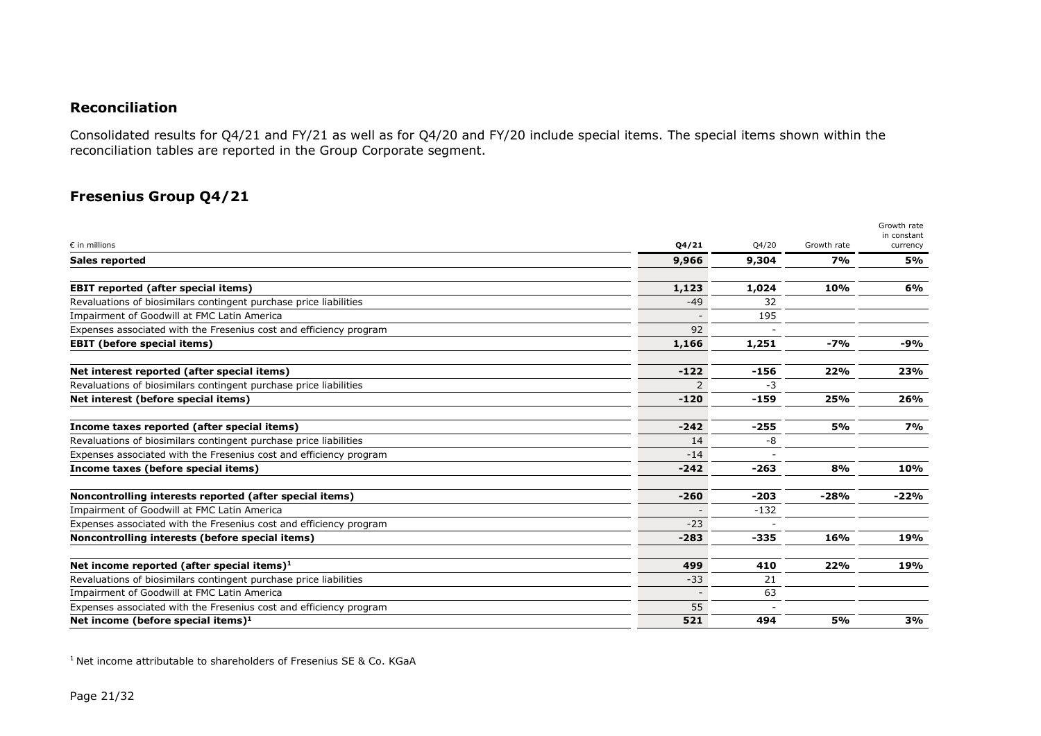## Reconciliation

Consolidated results for Q4/21 and FY/21 as well as for Q4/20 and FY/20 include special items. The special items shown within the reconciliation tables are reported in the Group Corporate segment.

## Fresenius Group Q4/21

| € in millions | Q4/21 | Q4/20 | Growth rate | Growth rate in constant currency |
|---|---|---|---|---|
| **Sales reported** | **9,966** | **9,304** | **7%** | **5%** |
| | | | | |
| **EBIT reported (after special items)** | **1,123** | **1,024** | **10%** | **6%** |
| Revaluations of biosimilars contingent purchase price liabilities | -49 | 32 | | |
| Impairment of Goodwill at FMC Latin America | - | 195 | | |
| Expenses associated with the Fresenius cost and efficiency program | 92 | - | | |
| **EBIT (before special items)** | **1,166** | **1,251** | **-7%** | **-9%** |
| | | | | |
| **Net interest reported (after special items)** | **-122** | **-156** | **22%** | **23%** |
| Revaluations of biosimilars contingent purchase price liabilities | 2 | -3 | | |
| **Net interest (before special items)** | **-120** | **-159** | **25%** | **26%** |
| | | | | |
| **Income taxes reported (after special items)** | **-242** | **-255** | **5%** | **7%** |
| Revaluations of biosimilars contingent purchase price liabilities | 14 | -8 | | |
| Expenses associated with the Fresenius cost and efficiency program | -14 | - | | |
| **Income taxes (before special items)** | **-242** | **-263** | **8%** | **10%** |
| | | | | |
| **Noncontrolling interests reported (after special items)** | **-260** | **-203** | **-28%** | **-22%** |
| Impairment of Goodwill at FMC Latin America | - | -132 | | |
| Expenses associated with the Fresenius cost and efficiency program | -23 | - | | |
| **Noncontrolling interests (before special items)** | **-283** | **-335** | **16%** | **19%** |
| | | | | |
| **Net income reported (after special items)[1]** | **499** | **410** | **22%** | **19%** |
| Revaluations of biosimilars contingent purchase price liabilities | -33 | 21 | | |
| Impairment of Goodwill at FMC Latin America | - | 63 | | |
| Expenses associated with the Fresenius cost and efficiency program | 55 | - | | |
| **Net income (before special items)[1]** | **521** | **494** | **5%** | **3%** |

[1] Net income attributable to shareholders of Fresenius SE & Co. KGaA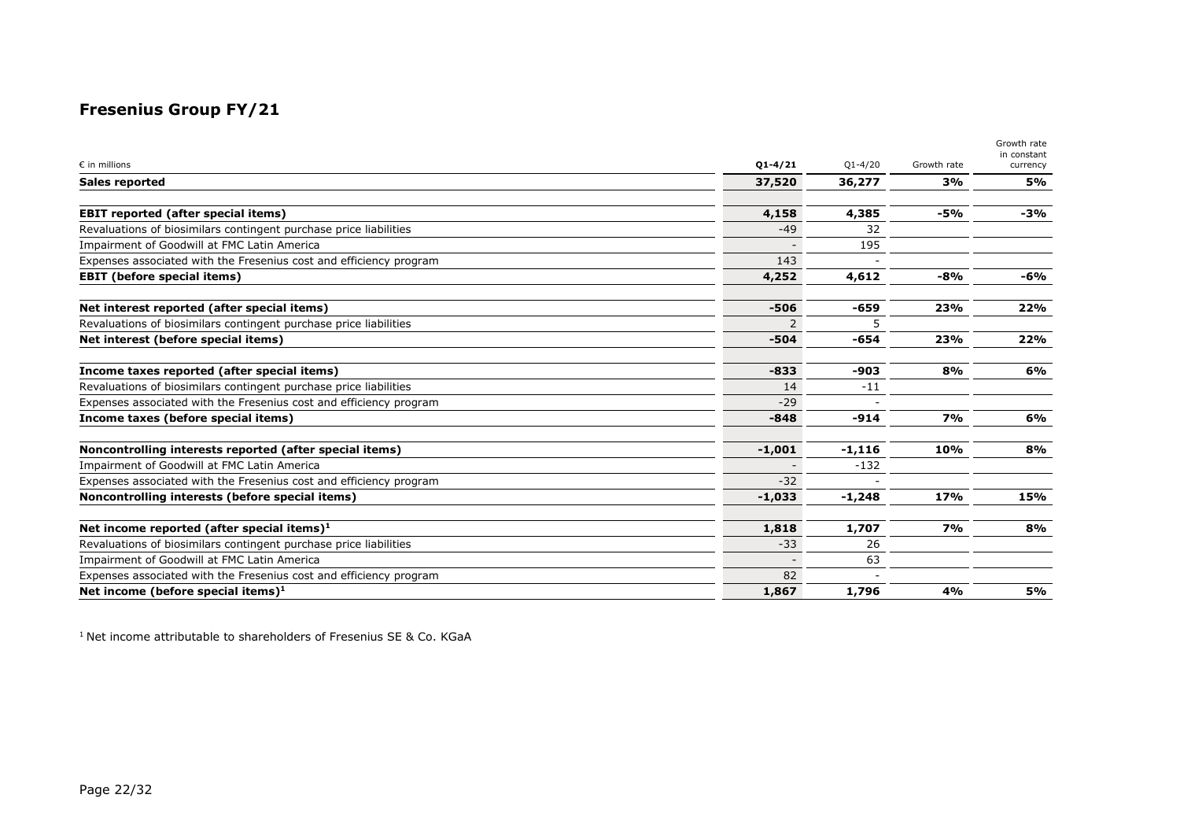# Fresenius Group FY/21

| € in millions | Q1-4/21 | Q1-4/20 | Growth rate | Growth rate in constant currency |
|---|---|---|---|---|
| **Sales reported** | **37,520** | **36,277** | **3%** | **5%** |
| | | | | |
| **EBIT reported (after special items)** | **4,158** | **4,385** | **-5%** | **-3%** |
| Revaluations of biosimilars contingent purchase price liabilities | -49 | 32 | | |
| Impairment of Goodwill at FMC Latin America | - | 195 | | |
| Expenses associated with the Fresenius cost and efficiency program | 143 | - | | |
| **EBIT (before special items)** | **4,252** | **4,612** | **-8%** | **-6%** |
| | | | | |
| **Net interest reported (after special items)** | **-506** | **-659** | **23%** | **22%** |
| Revaluations of biosimilars contingent purchase price liabilities | 2 | 5 | | |
| **Net interest (before special items)** | **-504** | **-654** | **23%** | **22%** |
| | | | | |
| **Income taxes reported (after special items)** | **-833** | **-903** | **8%** | **6%** |
| Revaluations of biosimilars contingent purchase price liabilities | 14 | -11 | | |
| Expenses associated with the Fresenius cost and efficiency program | -29 | - | | |
| **Income taxes (before special items)** | **-848** | **-914** | **7%** | **6%** |
| | | | | |
| **Noncontrolling interests reported (after special items)** | **-1,001** | **-1,116** | **10%** | **8%** |
| Impairment of Goodwill at FMC Latin America | - | -132 | | |
| Expenses associated with the Fresenius cost and efficiency program | -32 | - | | |
| **Noncontrolling interests (before special items)** | **-1,033** | **-1,248** | **17%** | **15%** |
| | | | | |
| **Net income reported (after special items)[1]** | **1,818** | **1,707** | **7%** | **8%** |
| Revaluations of biosimilars contingent purchase price liabilities | -33 | 26 | | |
| Impairment of Goodwill at FMC Latin America | - | 63 | | |
| Expenses associated with the Fresenius cost and efficiency program | 82 | - | | |
| **Net income (before special items)[1]** | **1,867** | **1,796** | **4%** | **5%** |

[1] Net income attributable to shareholders of Fresenius SE & Co. KGaA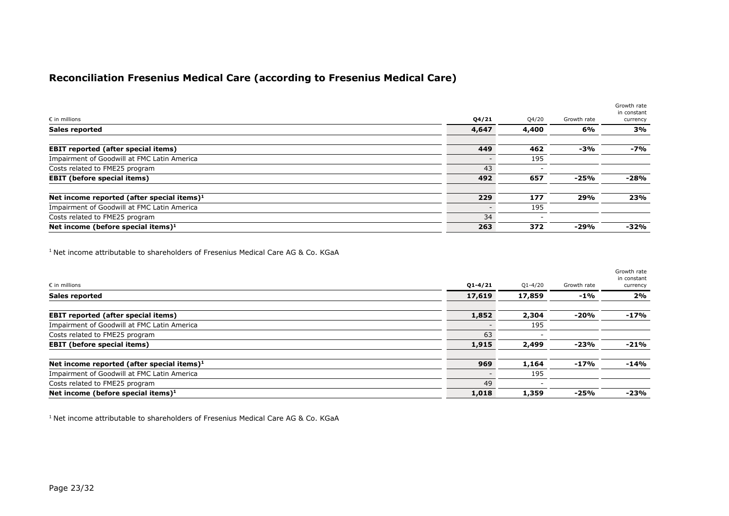## Reconciliation Fresenius Medical Care (according to Fresenius Medical Care)

| € in millions | Q4/21 | Q4/20 | Growth rate | Growth rate in constant currency |
|---|---|---|---|---|
| **Sales reported** | **4,647** | **4,400** | **6%** | **3%** |
| | | | | |
| **EBIT reported (after special items)** | **449** | **462** | **-3%** | **-7%** |
| Impairment of Goodwill at FMC Latin America | - | 195 | | |
| Costs related to FME25 program | 43 | - | | |
| **EBIT (before special items)** | **492** | **657** | **-25%** | **-28%** |
| | | | | |
| **Net income reported (after special items)[1]** | **229** | **177** | **29%** | **23%** |
| Impairment of Goodwill at FMC Latin America | - | 195 | | |
| Costs related to FME25 program | 34 | - | | |
| **Net income (before special items)[1]** | **263** | **372** | **-29%** | **-32%** |

[1] Net income attributable to shareholders of Fresenius Medical Care AG & Co. KGaA

| € in millions | Q1-4/21 | Q1-4/20 | Growth rate | Growth rate in constant currency |
|---|---|---|---|---|
| **Sales reported** | **17,619** | **17,859** | **-1%** | **2%** |
| | | | | |
| **EBIT reported (after special items)** | **1,852** | **2,304** | **-20%** | **-17%** |
| Impairment of Goodwill at FMC Latin America | - | 195 | | |
| Costs related to FME25 program | 63 | - | | |
| **EBIT (before special items)** | **1,915** | **2,499** | **-23%** | **-21%** |
| | | | | |
| **Net income reported (after special items)[1]** | **969** | **1,164** | **-17%** | **-14%** |
| Impairment of Goodwill at FMC Latin America | - | 195 | | |
| Costs related to FME25 program | 49 | - | | |
| **Net income (before special items)[1]** | **1,018** | **1,359** | **-25%** | **-23%** |

[1] Net income attributable to shareholders of Fresenius Medical Care AG & Co. KGaA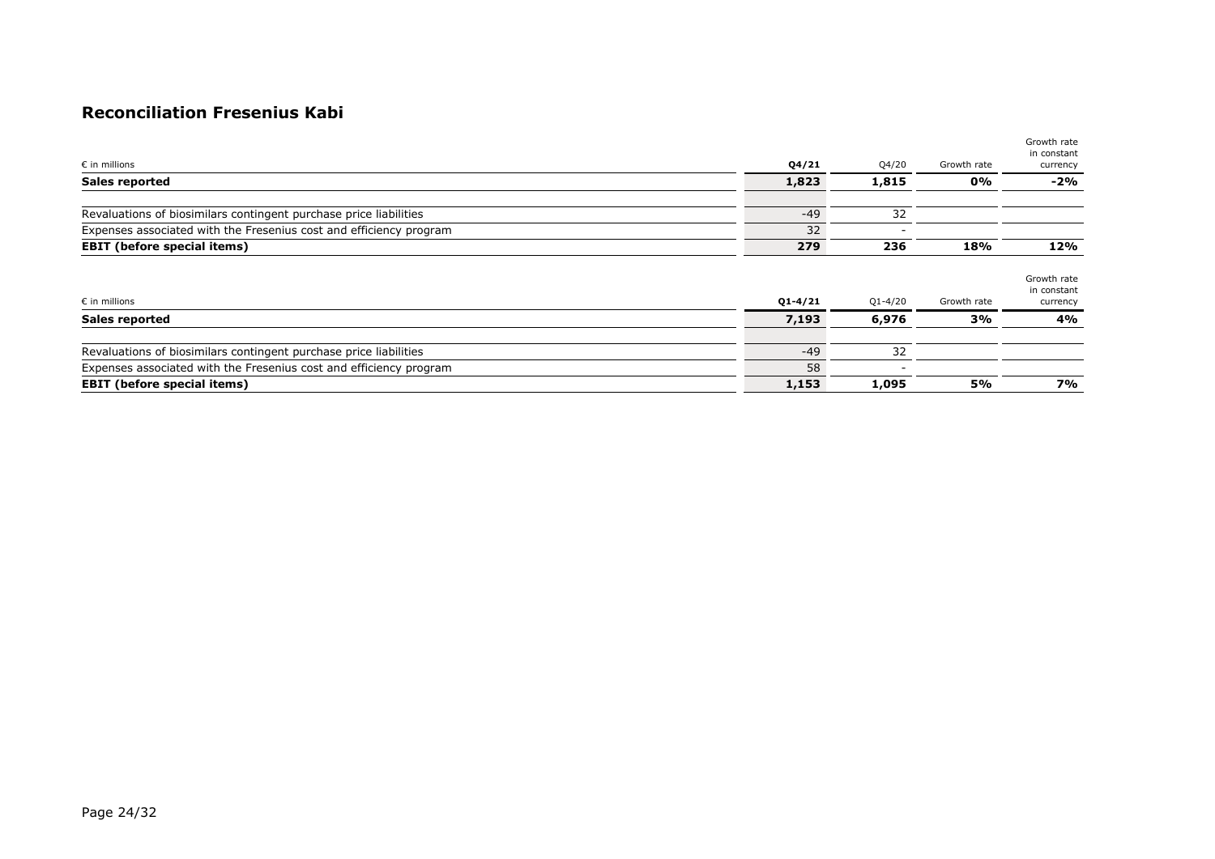## Reconciliation Fresenius Kabi

| € in millions | Q4/21 | Q4/20 | Growth rate | Growth rate in constant currency |
|---|---|---|---|---|
| **Sales reported** | **1,823** | **1,815** | **0%** | **-2%** |
| | | | | |
| Revaluations of biosimilars contingent purchase price liabilities | -49 | 32 | | |
| Expenses associated with the Fresenius cost and efficiency program | 32 | - | | |
| **EBIT (before special items)** | **279** | **236** | **18%** | **12%** |

| € in millions | Q1-4/21 | Q1-4/20 | Growth rate | Growth rate in constant currency |
|---|---|---|---|---|
| **Sales reported** | **7,193** | **6,976** | **3%** | **4%** |
| | | | | |
| Revaluations of biosimilars contingent purchase price liabilities | -49 | 32 | | |
| Expenses associated with the Fresenius cost and efficiency program | 58 | - | | |
| **EBIT (before special items)** | **1,153** | **1,095** | **5%** | **7%** |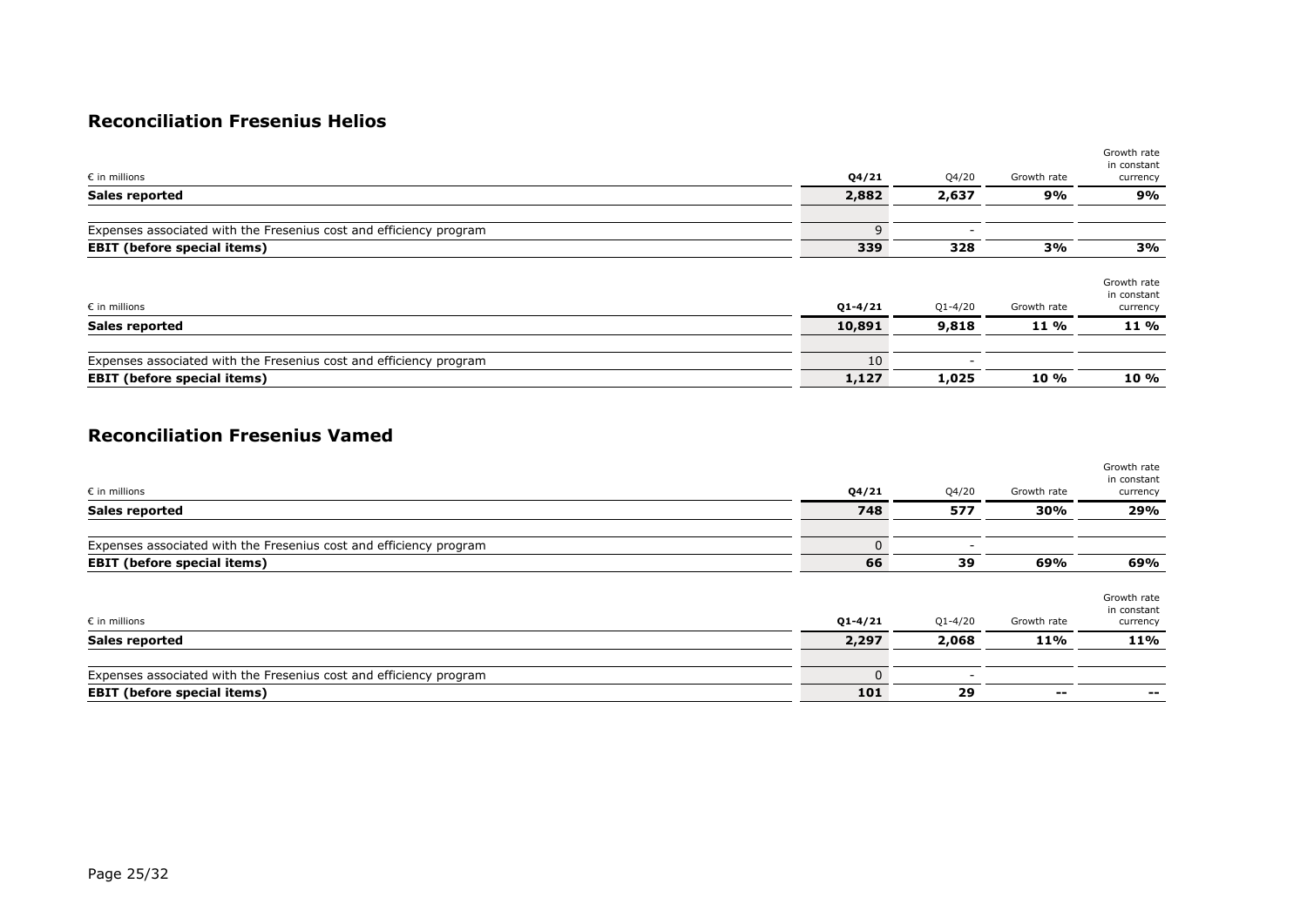## Reconciliation Fresenius Helios

| € in millions | Q4/21 | Q4/20 | Growth rate | Growth rate in constant currency |
|---|---|---|---|---|
| **Sales reported** | **2,882** | **2,637** | **9%** | **9%** |
| | | | | |
| Expenses associated with the Fresenius cost and efficiency program | 9 | - | | |
| **EBIT (before special items)** | **339** | **328** | **3%** | **3%** |

| € in millions | Q1-4/21 | Q1-4/20 | Growth rate | Growth rate in constant currency |
|---|---|---|---|---|
| **Sales reported** | **10,891** | **9,818** | **11 %** | **11 %** |
| | | | | |
| Expenses associated with the Fresenius cost and efficiency program | 10 | - | | |
| **EBIT (before special items)** | **1,127** | **1,025** | **10 %** | **10 %** |

## Reconciliation Fresenius Vamed

| € in millions | Q4/21 | Q4/20 | Growth rate | Growth rate in constant currency |
|---|---|---|---|---|
| **Sales reported** | **748** | **577** | **30%** | **29%** |
| | | | | |
| Expenses associated with the Fresenius cost and efficiency program | 0 | - | | |
| **EBIT (before special items)** | **66** | **39** | **69%** | **69%** |

| € in millions | Q1-4/21 | Q1-4/20 | Growth rate | Growth rate in constant currency |
|---|---|---|---|---|
| **Sales reported** | **2,297** | **2,068** | **11%** | **11%** |
| | | | | |
| Expenses associated with the Fresenius cost and efficiency program | 0 | - | | |
| **EBIT (before special items)** | **101** | **29** | **--** | **--** |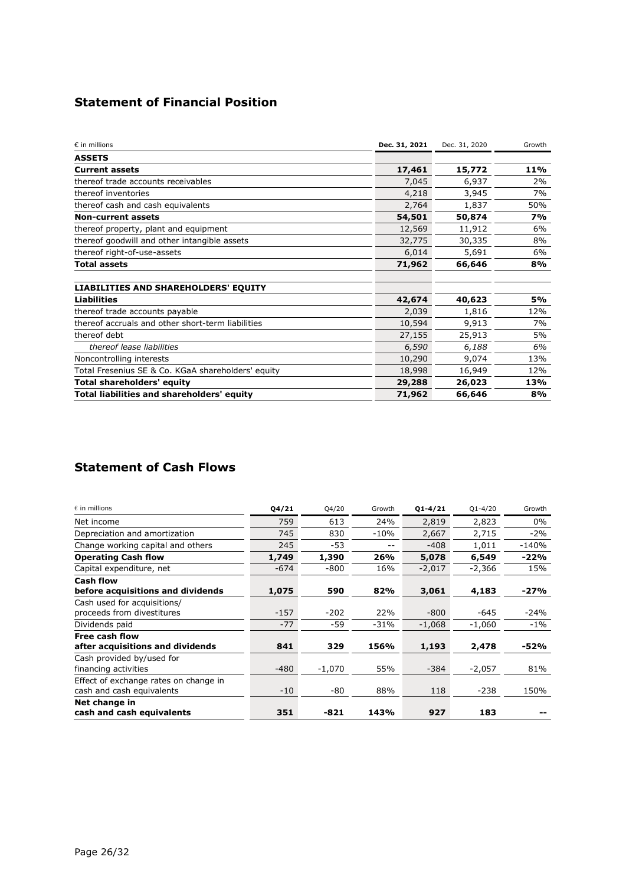## Statement of Financial Position

| € in millions | Dec. 31, 2021 | Dec. 31, 2020 | Growth |
|---|---|---|---|
| **ASSETS** | | | |
| **Current assets** | **17,461** | **15,772** | **11%** |
| thereof trade accounts receivables | 7,045 | 6,937 | 2% |
| thereof inventories | 4,218 | 3,945 | 7% |
| thereof cash and cash equivalents | 2,764 | 1,837 | 50% |
| **Non-current assets** | **54,501** | **50,874** | **7%** |
| thereof property, plant and equipment | 12,569 | 11,912 | 6% |
| thereof goodwill and other intangible assets | 32,775 | 30,335 | 8% |
| thereof right-of-use-assets | 6,014 | 5,691 | 6% |
| **Total assets** | **71,962** | **66,646** | **8%** |
| | | | |
| **LIABILITIES AND SHAREHOLDERS' EQUITY** | | | |
| **Liabilities** | **42,674** | **40,623** | **5%** |
| thereof trade accounts payable | 2,039 | 1,816 | 12% |
| thereof accruals and other short-term liabilities | 10,594 | 9,913 | 7% |
| thereof debt | 27,155 | 25,913 | 5% |
| *thereof lease liabilities* | *6,590* | *6,188* | *6%* |
| Noncontrolling interests | 10,290 | 9,074 | 13% |
| Total Fresenius SE & Co. KGaA shareholders' equity | 18,998 | 16,949 | 12% |
| **Total shareholders' equity** | **29,288** | **26,023** | **13%** |
| **Total liabilities and shareholders' equity** | **71,962** | **66,646** | **8%** |

## Statement of Cash Flows

| € in millions | Q4/21 | Q4/20 | Growth | Q1-4/21 | Q1-4/20 | Growth |
|---|---|---|---|---|---|---|
| Net income | 759 | 613 | 24% | 2,819 | 2,823 | 0% |
| Depreciation and amortization | 745 | 830 | -10% | 2,667 | 2,715 | -2% |
| Change working capital and others | 245 | -53 | -- | -408 | 1,011 | -140% |
| **Operating Cash flow** | **1,749** | **1,390** | **26%** | **5,078** | **6,549** | **-22%** |
| Capital expenditure, net | -674 | -800 | 16% | -2,017 | -2,366 | 15% |
| **Cash flow before acquisitions and dividends** | **1,075** | **590** | **82%** | **3,061** | **4,183** | **-27%** |
| Cash used for acquisitions/ proceeds from divestitures | -157 | -202 | 22% | -800 | -645 | -24% |
| Dividends paid | -77 | -59 | -31% | -1,068 | -1,060 | -1% |
| **Free cash flow after acquisitions and dividends** | **841** | **329** | **156%** | **1,193** | **2,478** | **-52%** |
| Cash provided by/used for financing activities | -480 | -1,070 | 55% | -384 | -2,057 | 81% |
| Effect of exchange rates on change in cash and cash equivalents | -10 | -80 | 88% | 118 | -238 | 150% |
| **Net change in cash and cash equivalents** | **351** | **-821** | **143%** | **927** | **183** | **--** |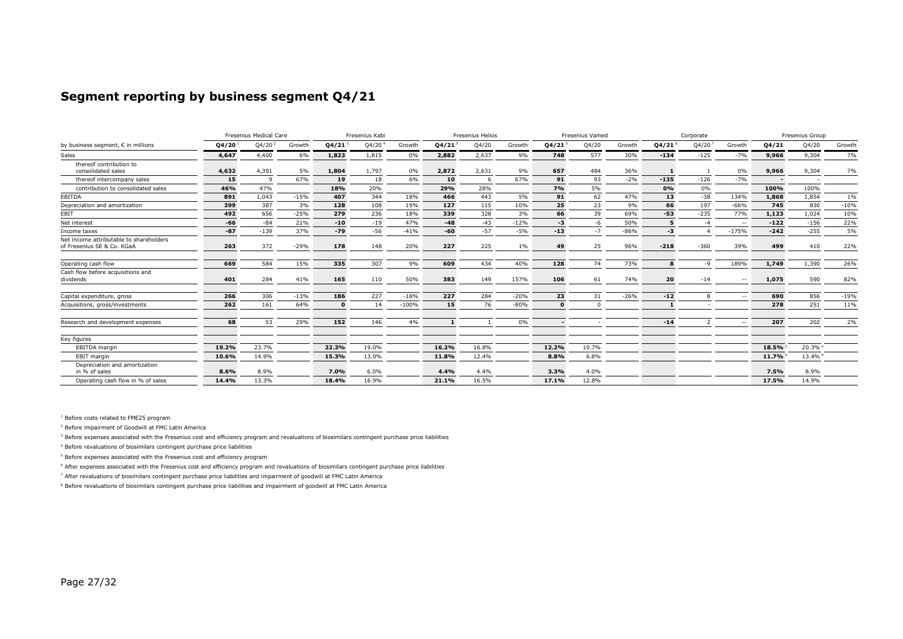## Segment reporting by business segment Q4/21

| by business segment, € in millions | Fresenius Medical Care | | | Fresenius Kabi | | | Fresenius Helios | | | Fresenius Vamed | | | Corporate | | | Fresenius Group | | |
|---|---|---|---|---|---|---|---|---|---|---|---|---|---|---|---|---|---|---|
| | Q4/20 [1] | Q4/20 [2] | Growth | Q4/21 [3] | Q4/20 [4] | Growth | Q4/21 [5] | Q4/20 | Growth | Q4/21 [5] | Q4/20 | Growth | Q4/21 [6] | Q4/20 [7] | Growth | Q4/21 | Q4/20 | Growth |
| Sales | **4,647** | 4,400 | 6% | **1,823** | 1,815 | 0% | **2,882** | 2,637 | 9% | **748** | 577 | 30% | **-134** | -125 | -7% | **9,966** | 9,304 | 7% |
| thereof contribution to consolidated sales | **4,632** | 4,391 | 5% | **1,804** | 1,797 | 0% | **2,872** | 2,631 | 9% | **657** | 484 | 36% | **1** | 1 | 0% | **9,966** | 9,304 | 7% |
| thereof intercompany sales | **15** | 9 | 67% | **19** | 18 | 6% | **10** | 6 | 67% | **91** | 93 | -2% | **-135** | -126 | -7% | **-** | - | |
| contribution to consolidated sales | **46%** | 47% | | **18%** | 20% | | **29%** | 28% | | **7%** | 5% | | **0%** | 0% | | **100%** | 100% | |
| EBITDA | **891** | 1,043 | -15% | **407** | 344 | 18% | **466** | 443 | 5% | **91** | 62 | 47% | **13** | -38 | 134% | **1,868** | 1,854 | 1% |
| Depreciation and amortization | **399** | 387 | 3% | **128** | 108 | 19% | **127** | 115 | 10% | **25** | 23 | 9% | **66** | 197 | -66% | **745** | 830 | -10% |
| EBIT | **492** | 656 | -25% | **279** | 236 | 18% | **339** | 328 | 3% | **66** | 39 | 69% | **-53** | -235 | 77% | **1,123** | 1,024 | 10% |
| Net interest | **-66** | -84 | 21% | **-10** | -19 | 47% | **-48** | -43 | -12% | **-3** | -6 | 50% | **5** | -4 | -- | **-122** | -156 | 22% |
| Income taxes | **-87** | -139 | 37% | **-79** | -56 | -41% | **-60** | -57 | -5% | **-13** | -7 | -86% | **-3** | 4 | -175% | **-242** | -255 | 5% |
| Net income attributable to shareholders of Fresenius SE & Co. KGaA | **263** | 372 | -29% | **178** | 148 | 20% | **227** | 225 | 1% | **49** | 25 | 96% | **-218** | -360 | 39% | **499** | 410 | 22% |
| Operating cash flow | **669** | 584 | 15% | **335** | 307 | 9% | **609** | 434 | 40% | **128** | 74 | 73% | **8** | -9 | 189% | **1,749** | 1,390 | 26% |
| Cash flow before acquisitions and dividends | **401** | 284 | 41% | **165** | 110 | 50% | **383** | 149 | 157% | **106** | 61 | 74% | **20** | -14 | -- | **1,075** | 590 | 82% |
| Capital expenditure, gross | **266** | 306 | -13% | **186** | 227 | -18% | **227** | 284 | -20% | **23** | 31 | -26% | **-12** | 8 | -- | **690** | 856 | -19% |
| Acquisitions, gross/investments | **262** | 161 | 64% | **0** | 14 | -100% | **15** | 76 | -80% | **0** | 0 | | **1** | - | | **278** | 251 | 11% |
| Research and development expenses | **68** | 53 | 29% | **152** | 146 | 4% | **1** | 1 | 0% | **-** | - | | **-14** | 2 | -- | **207** | 202 | 2% |
| Key figures | | | | | | | | | | | | | | | | | | |
| EBITDA margin | **19.2%** | 23.7% | | **22.3%** | 19.0% | | **16.2%** | 16.8% | | **12.2%** | 10.7% | | | | | **18.5%** [3] | 20.3% [4] | |
| EBIT margin | **10.6%** | 14.9% | | **15.3%** | 13.0% | | **11.8%** | 12.4% | | **8.8%** | 6.8% | | | | | **11.7%** [3] | 13.4% [8] | |
| Depreciation and amortization in % of sales | **8.6%** | 8.9% | | **7.0%** | 6.0% | | **4.4%** | 4.4% | | **3.3%** | 4.0% | | | | | **7.5%** | 8.9% | |
| Operating cash flow in % of sales | **14.4%** | 13.3% | | **18.4%** | 16.9% | | **21.1%** | 16.5% | | **17.1%** | 12.8% | | | | | **17.5%** | 14.9% | |

[1] Before costs related to FME25 program

[2] Before impairment of Goodwill at FMC Latin America

[3] Before expenses associated with the Fresenius cost and efficiency program and revaluations of biosimilars contingent purchase price liabilities

[4] Before revaluations of biosimilars contingent purchase price liabilities

[5] Before expenses associated with the Fresenius cost and efficiency program

[6] After expenses associated with the Fresenius cost and efficiency program and revaluations of biosimilars contingent purchase price liabilities

[7] After revaluations of biosimilars contingent purchase price liabilities and impairment of goodwill at FMC Latin America

[8] Before revaluations of biosimilars contingent purchase price liabilities and impairment of goodwill at FMC Latin America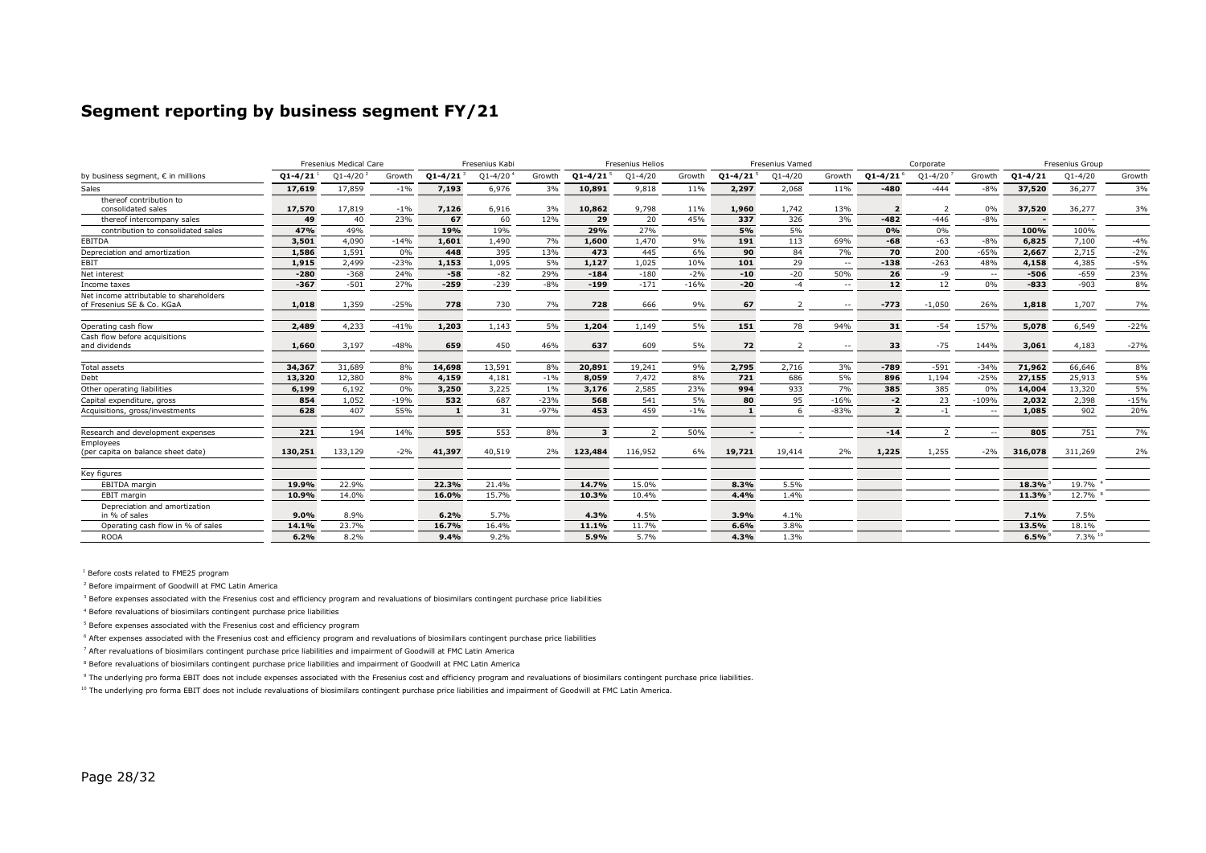## Segment reporting by business segment FY/21

| by business segment, € in millions | Fresenius Medical Care | | | Fresenius Kabi | | | Fresenius Helios | | | Fresenius Vamed | | | Corporate | | | Fresenius Group | | |
|---|---|---|---|---|---|---|---|---|---|---|---|---|---|---|---|---|---|---|
| | **Q1-4/21** [1] | Q1-4/20 [2] | Growth | **Q1-4/21** [3] | Q1-4/20 [4] | Growth | **Q1-4/21** [5] | Q1-4/20 | Growth | **Q1-4/21** [5] | Q1-4/20 | Growth | **Q1-4/21** [6] | Q1-4/20 [7] | Growth | **Q1-4/21** | Q1-4/20 | Growth |
| Sales | **17,619** | 17,859 | -1% | **7,193** | 6,976 | 3% | **10,891** | 9,818 | 11% | **2,297** | 2,068 | 11% | **-480** | -444 | -8% | **37,520** | 36,277 | 3% |
| thereof contribution to consolidated sales | **17,570** | 17,819 | -1% | **7,126** | 6,916 | 3% | **10,862** | 9,798 | 11% | **1,960** | 1,742 | 13% | **2** | 2 | 0% | **37,520** | 36,277 | 3% |
| thereof intercompany sales | **49** | 40 | 23% | **67** | 60 | 12% | **29** | 20 | 45% | **337** | 326 | 3% | **-482** | -446 | -8% | **-** | - | |
| contribution to consolidated sales | **47%** | 49% | | **19%** | 19% | | **29%** | 27% | | **5%** | 5% | | **0%** | 0% | | **100%** | 100% | |
| EBITDA | **3,501** | 4,090 | -14% | **1,601** | 1,490 | 7% | **1,600** | 1,470 | 9% | **191** | 113 | 69% | **-68** | -63 | -8% | **6,825** | 7,100 | -4% |
| Depreciation and amortization | **1,586** | 1,591 | 0% | **448** | 395 | 13% | **473** | 445 | 6% | **90** | 84 | 7% | **70** | 200 | -65% | **2,667** | 2,715 | -2% |
| EBIT | **1,915** | 2,499 | -23% | **1,153** | 1,095 | 5% | **1,127** | 1,025 | 10% | **101** | 29 | -- | **-138** | -263 | 48% | **4,158** | 4,385 | -5% |
| Net interest | **-280** | -368 | 24% | **-58** | -82 | 29% | **-184** | -180 | -2% | **-10** | -20 | 50% | **26** | -9 | -- | **-506** | -659 | 23% |
| Income taxes | **-367** | -501 | 27% | **-259** | -239 | -8% | **-199** | -171 | -16% | **-20** | -4 | -- | **12** | 12 | 0% | **-833** | -903 | 8% |
| Net income attributable to shareholders of Fresenius SE & Co. KGaA | **1,018** | 1,359 | -25% | **778** | 730 | 7% | **728** | 666 | 9% | **67** | 2 | -- | **-773** | -1,050 | 26% | **1,818** | 1,707 | 7% |
| Operating cash flow | **2,489** | 4,233 | -41% | **1,203** | 1,143 | 5% | **1,204** | 1,149 | 5% | **151** | 78 | 94% | **31** | -54 | 157% | **5,078** | 6,549 | -22% |
| Cash flow before acquisitions and dividends | **1,660** | 3,197 | -48% | **659** | 450 | 46% | **637** | 609 | 5% | **72** | 2 | -- | **33** | -75 | 144% | **3,061** | 4,183 | -27% |
| Total assets | **34,367** | 31,689 | 8% | **14,698** | 13,591 | 8% | **20,891** | 19,241 | 9% | **2,795** | 2,716 | 3% | **-789** | -591 | -34% | **71,962** | 66,646 | 8% |
| Debt | **13,320** | 12,380 | 8% | **4,159** | 4,181 | -1% | **8,059** | 7,472 | 8% | **721** | 686 | 5% | **896** | 1,194 | -25% | **27,155** | 25,913 | 5% |
| Other operating liabilities | **6,199** | 6,192 | 0% | **3,250** | 3,225 | 1% | **3,176** | 2,585 | 23% | **994** | 933 | 7% | **385** | 385 | 0% | **14,004** | 13,320 | 5% |
| Capital expenditure, gross | **854** | 1,052 | -19% | **532** | 687 | -23% | **568** | 541 | 5% | **80** | 95 | -16% | **-2** | 23 | -109% | **2,032** | 2,398 | -15% |
| Acquisitions, gross/investments | **628** | 407 | 55% | **1** | 31 | -97% | **453** | 459 | -1% | **1** | 6 | -83% | **2** | -1 | -- | **1,085** | 902 | 20% |
| Research and development expenses | **221** | 194 | 14% | **595** | 553 | 8% | **3** | 2 | 50% | **-** | - | | **-14** | 2 | -- | **805** | 751 | 7% |
| Employees (per capita on balance sheet date) | **130,251** | 133,129 | -2% | **41,397** | 40,519 | 2% | **123,484** | 116,952 | 6% | **19,721** | 19,414 | 2% | **1,225** | 1,255 | -2% | **316,078** | 311,269 | 2% |
| Key figures | | | | | | | | | | | | | | | | | | |
| EBITDA margin | **19.9%** | 22.9% | | **22.3%** | 21.4% | | **14.7%** | 15.0% | | **8.3%** | 5.5% | | | | | **18.3%** [3] | 19.7% [4] | |
| EBIT margin | **10.9%** | 14.0% | | **16.0%** | 15.7% | | **10.3%** | 10.4% | | **4.4%** | 1.4% | | | | | **11.3%** [3] | 12.7% [8] | |
| Depreciation and amortization in % of sales | **9.0%** | 8.9% | | **6.2%** | 5.7% | | **4.3%** | 4.5% | | **3.9%** | 4.1% | | | | | **7.1%** | 7.5% | |
| Operating cash flow in % of sales | **14.1%** | 23.7% | | **16.7%** | 16.4% | | **11.1%** | 11.7% | | **6.6%** | 3.8% | | | | | **13.5%** | 18.1% | |
| ROOA | **6.2%** | 8.2% | | **9.4%** | 9.2% | | **5.9%** | 5.7% | | **4.3%** | 1.3% | | | | | **6.5%** [9] | 7.3% [10] | |

[1] Before costs related to FME25 program

[2] Before impairment of Goodwill at FMC Latin America

[3] Before expenses associated with the Fresenius cost and efficiency program and revaluations of biosimilars contingent purchase price liabilities

[4] Before revaluations of biosimilars contingent purchase price liabilities

[5] Before expenses associated with the Fresenius cost and efficiency program

[6] After expenses associated with the Fresenius cost and efficiency program and revaluations of biosimilars contingent purchase price liabilities

[7] After revaluations of biosimilars contingent purchase price liabilities and impairment of Goodwill at FMC Latin America

[8] Before revaluations of biosimilars contingent purchase price liabilities and impairment of Goodwill at FMC Latin America

[9] The underlying pro forma EBIT does not include expenses associated with the Fresenius cost and efficiency program and revaluations of biosimilars contingent purchase price liabilities.

[10] The underlying pro forma EBIT does not include revaluations of biosimilars contingent purchase price liabilities and impairment of Goodwill at FMC Latin America.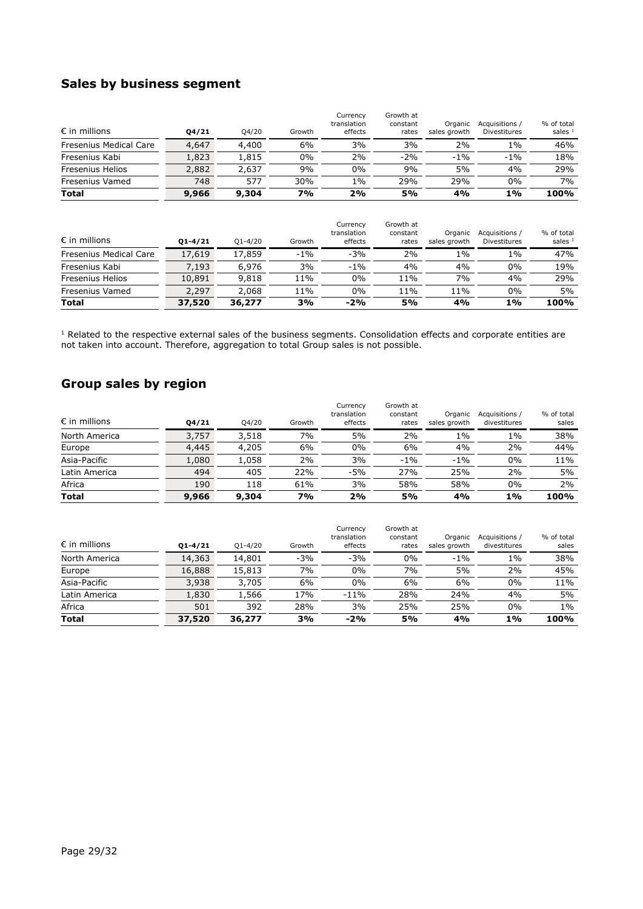## Sales by business segment

| € in millions | Q4/21 | Q4/20 | Growth | Currency translation effects | Growth at constant rates | Organic sales growth | Acquisitions / Divestitures | % of total sales [1] |
|---|---|---|---|---|---|---|---|---|
| Fresenius Medical Care | 4,647 | 4,400 | 6% | 3% | 3% | 2% | 1% | 46% |
| Fresenius Kabi | 1,823 | 1,815 | 0% | 2% | -2% | -1% | -1% | 18% |
| Fresenius Helios | 2,882 | 2,637 | 9% | 0% | 9% | 5% | 4% | 29% |
| Fresenius Vamed | 748 | 577 | 30% | 1% | 29% | 29% | 0% | 7% |
| **Total** | **9,966** | **9,304** | **7%** | **2%** | **5%** | **4%** | **1%** | **100%** |

| € in millions | Q1-4/21 | Q1-4/20 | Growth | Currency translation effects | Growth at constant rates | Organic sales growth | Acquisitions / Divestitures | % of total sales [1] |
|---|---|---|---|---|---|---|---|---|
| Fresenius Medical Care | 17,619 | 17,859 | -1% | -3% | 2% | 1% | 1% | 47% |
| Fresenius Kabi | 7,193 | 6,976 | 3% | -1% | 4% | 4% | 0% | 19% |
| Fresenius Helios | 10,891 | 9,818 | 11% | 0% | 11% | 7% | 4% | 29% |
| Fresenius Vamed | 2,297 | 2,068 | 11% | 0% | 11% | 11% | 0% | 5% |
| **Total** | **37,520** | **36,277** | **3%** | **-2%** | **5%** | **4%** | **1%** | **100%** |

[1] Related to the respective external sales of the business segments. Consolidation effects and corporate entities are not taken into account. Therefore, aggregation to total Group sales is not possible.

## Group sales by region

| € in millions | Q4/21 | Q4/20 | Growth | Currency translation effects | Growth at constant rates | Organic sales growth | Acquisitions / divestitures | % of total sales |
|---|---|---|---|---|---|---|---|---|
| North America | 3,757 | 3,518 | 7% | 5% | 2% | 1% | 1% | 38% |
| Europe | 4,445 | 4,205 | 6% | 0% | 6% | 4% | 2% | 44% |
| Asia-Pacific | 1,080 | 1,058 | 2% | 3% | -1% | -1% | 0% | 11% |
| Latin America | 494 | 405 | 22% | -5% | 27% | 25% | 2% | 5% |
| Africa | 190 | 118 | 61% | 3% | 58% | 58% | 0% | 2% |
| **Total** | **9,966** | **9,304** | **7%** | **2%** | **5%** | **4%** | **1%** | **100%** |

| € in millions | Q1-4/21 | Q1-4/20 | Growth | Currency translation effects | Growth at constant rates | Organic sales growth | Acquisitions / divestitures | % of total sales |
|---|---|---|---|---|---|---|---|---|
| North America | 14,363 | 14,801 | -3% | -3% | 0% | -1% | 1% | 38% |
| Europe | 16,888 | 15,813 | 7% | 0% | 7% | 5% | 2% | 45% |
| Asia-Pacific | 3,938 | 3,705 | 6% | 0% | 6% | 6% | 0% | 11% |
| Latin America | 1,830 | 1,566 | 17% | -11% | 28% | 24% | 4% | 5% |
| Africa | 501 | 392 | 28% | 3% | 25% | 25% | 0% | 1% |
| **Total** | **37,520** | **36,277** | **3%** | **-2%** | **5%** | **4%** | **1%** | **100%** |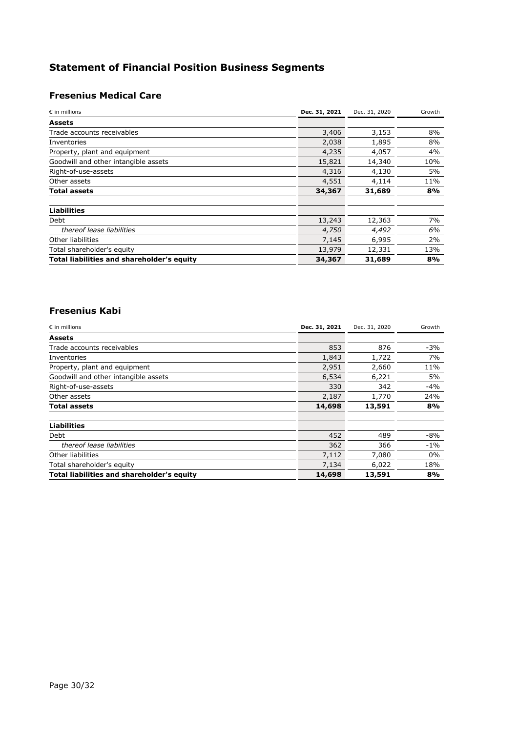# Statement of Financial Position Business Segments

## Fresenius Medical Care

| € in millions | Dec. 31, 2021 | Dec. 31, 2020 | Growth |
|---|---|---|---|
| **Assets** | | | |
| Trade accounts receivables | 3,406 | 3,153 | 8% |
| Inventories | 2,038 | 1,895 | 8% |
| Property, plant and equipment | 4,235 | 4,057 | 4% |
| Goodwill and other intangible assets | 15,821 | 14,340 | 10% |
| Right-of-use-assets | 4,316 | 4,130 | 5% |
| Other assets | 4,551 | 4,114 | 11% |
| **Total assets** | **34,367** | **31,689** | **8%** |
| | | | |
| **Liabilities** | | | |
| Debt | 13,243 | 12,363 | 7% |
| *thereof lease liabilities* | *4,750* | *4,492* | *6%* |
| Other liabilities | 7,145 | 6,995 | 2% |
| Total shareholder's equity | 13,979 | 12,331 | 13% |
| **Total liabilities and shareholder's equity** | **34,367** | **31,689** | **8%** |

## Fresenius Kabi

| € in millions | Dec. 31, 2021 | Dec. 31, 2020 | Growth |
|---|---|---|---|
| **Assets** | | | |
| Trade accounts receivables | 853 | 876 | -3% |
| Inventories | 1,843 | 1,722 | 7% |
| Property, plant and equipment | 2,951 | 2,660 | 11% |
| Goodwill and other intangible assets | 6,534 | 6,221 | 5% |
| Right-of-use-assets | 330 | 342 | -4% |
| Other assets | 2,187 | 1,770 | 24% |
| **Total assets** | **14,698** | **13,591** | **8%** |
| | | | |
| **Liabilities** | | | |
| Debt | 452 | 489 | -8% |
| *thereof lease liabilities* | 362 | 366 | -1% |
| Other liabilities | 7,112 | 7,080 | 0% |
| Total shareholder's equity | 7,134 | 6,022 | 18% |
| **Total liabilities and shareholder's equity** | **14,698** | **13,591** | **8%** |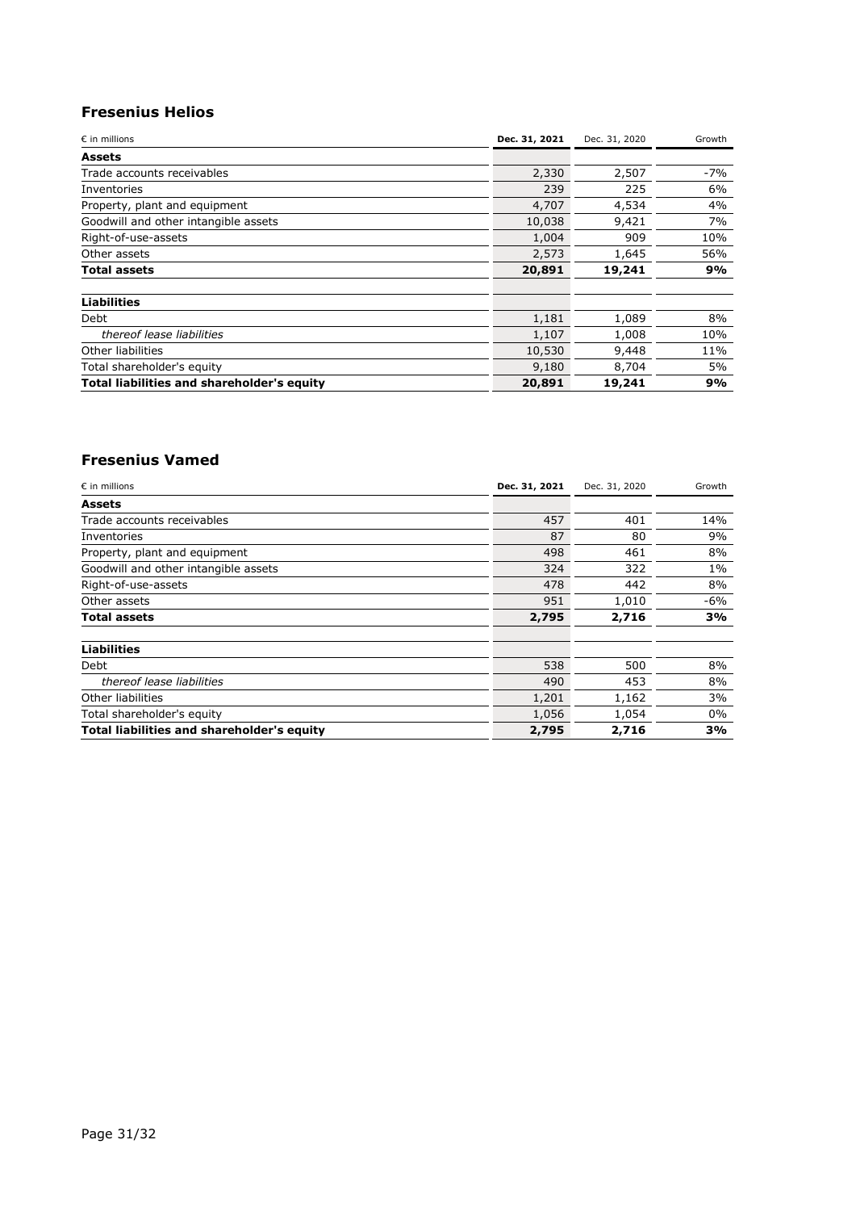## Fresenius Helios

| € in millions | Dec. 31, 2021 | Dec. 31, 2020 | Growth |
|---|---|---|---|
| **Assets** | | | |
| Trade accounts receivables | 2,330 | 2,507 | -7% |
| Inventories | 239 | 225 | 6% |
| Property, plant and equipment | 4,707 | 4,534 | 4% |
| Goodwill and other intangible assets | 10,038 | 9,421 | 7% |
| Right-of-use-assets | 1,004 | 909 | 10% |
| Other assets | 2,573 | 1,645 | 56% |
| **Total assets** | **20,891** | **19,241** | **9%** |
| | | | |
| **Liabilities** | | | |
| Debt | 1,181 | 1,089 | 8% |
| *thereof lease liabilities* | 1,107 | 1,008 | 10% |
| Other liabilities | 10,530 | 9,448 | 11% |
| Total shareholder's equity | 9,180 | 8,704 | 5% |
| **Total liabilities and shareholder's equity** | **20,891** | **19,241** | **9%** |

## Fresenius Vamed

| € in millions | Dec. 31, 2021 | Dec. 31, 2020 | Growth |
|---|---|---|---|
| **Assets** | | | |
| Trade accounts receivables | 457 | 401 | 14% |
| Inventories | 87 | 80 | 9% |
| Property, plant and equipment | 498 | 461 | 8% |
| Goodwill and other intangible assets | 324 | 322 | 1% |
| Right-of-use-assets | 478 | 442 | 8% |
| Other assets | 951 | 1,010 | -6% |
| **Total assets** | **2,795** | **2,716** | **3%** |
| | | | |
| **Liabilities** | | | |
| Debt | 538 | 500 | 8% |
| *thereof lease liabilities* | 490 | 453 | 8% |
| Other liabilities | 1,201 | 1,162 | 3% |
| Total shareholder's equity | 1,056 | 1,054 | 0% |
| **Total liabilities and shareholder's equity** | **2,795** | **2,716** | **3%** |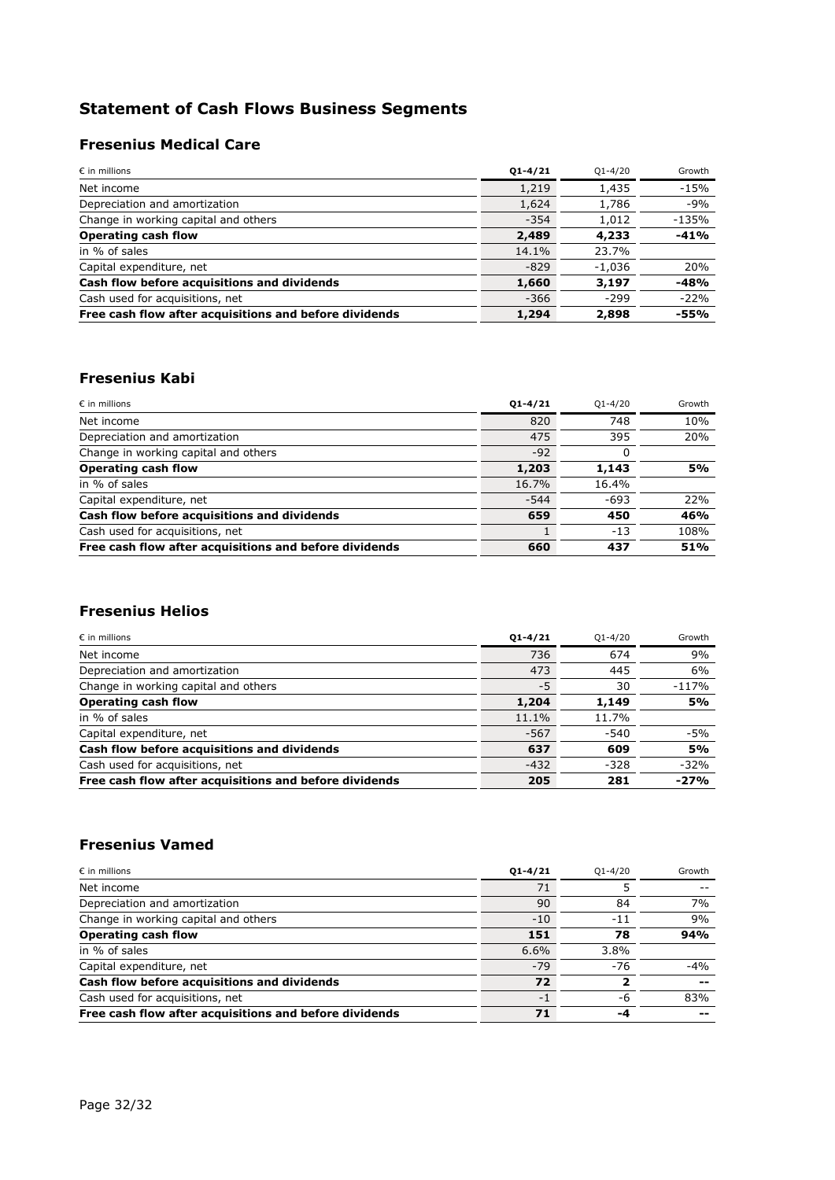# Statement of Cash Flows Business Segments

## Fresenius Medical Care

| € in millions | Q1-4/21 | Q1-4/20 | Growth |
|---|---|---|---|
| Net income | 1,219 | 1,435 | -15% |
| Depreciation and amortization | 1,624 | 1,786 | -9% |
| Change in working capital and others | -354 | 1,012 | -135% |
| **Operating cash flow** | **2,489** | **4,233** | **-41%** |
| in % of sales | 14.1% | 23.7% | |
| Capital expenditure, net | -829 | -1,036 | 20% |
| **Cash flow before acquisitions and dividends** | **1,660** | **3,197** | **-48%** |
| Cash used for acquisitions, net | -366 | -299 | -22% |
| **Free cash flow after acquisitions and before dividends** | **1,294** | **2,898** | **-55%** |

## Fresenius Kabi

| € in millions | Q1-4/21 | Q1-4/20 | Growth |
|---|---|---|---|
| Net income | 820 | 748 | 10% |
| Depreciation and amortization | 475 | 395 | 20% |
| Change in working capital and others | -92 | 0 | |
| **Operating cash flow** | **1,203** | **1,143** | **5%** |
| in % of sales | 16.7% | 16.4% | |
| Capital expenditure, net | -544 | -693 | 22% |
| **Cash flow before acquisitions and dividends** | **659** | **450** | **46%** |
| Cash used for acquisitions, net | 1 | -13 | 108% |
| **Free cash flow after acquisitions and before dividends** | **660** | **437** | **51%** |

## Fresenius Helios

| € in millions | Q1-4/21 | Q1-4/20 | Growth |
|---|---|---|---|
| Net income | 736 | 674 | 9% |
| Depreciation and amortization | 473 | 445 | 6% |
| Change in working capital and others | -5 | 30 | -117% |
| **Operating cash flow** | **1,204** | **1,149** | **5%** |
| in % of sales | 11.1% | 11.7% | |
| Capital expenditure, net | -567 | -540 | -5% |
| **Cash flow before acquisitions and dividends** | **637** | **609** | **5%** |
| Cash used for acquisitions, net | -432 | -328 | -32% |
| **Free cash flow after acquisitions and before dividends** | **205** | **281** | **-27%** |

## Fresenius Vamed

| € in millions | Q1-4/21 | Q1-4/20 | Growth |
|---|---|---|---|
| Net income | 71 | 5 | -- |
| Depreciation and amortization | 90 | 84 | 7% |
| Change in working capital and others | -10 | -11 | 9% |
| **Operating cash flow** | **151** | **78** | **94%** |
| in % of sales | 6.6% | 3.8% | |
| Capital expenditure, net | -79 | -76 | -4% |
| **Cash flow before acquisitions and dividends** | **72** | **2** | **--** |
| Cash used for acquisitions, net | -1 | -6 | 83% |
| **Free cash flow after acquisitions and before dividends** | **71** | **-4** | **--** |